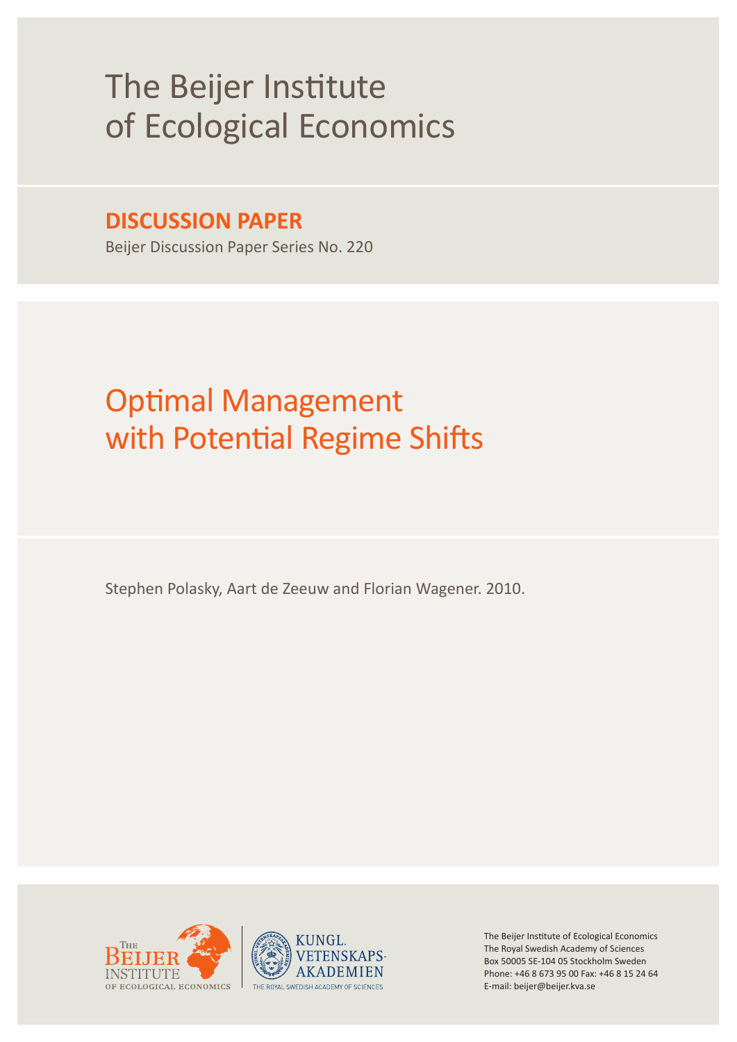# The Beijer Institute of Ecological Economics

## DISCUSSION PAPER

Beijer Discussion Paper Series No. 220

# Optimal Management with Potential Regime Shifts

Stephen Polasky, Aart de Zeeuw and Florian Wagener. 2010.

The Beijer Institute of Ecological Economics
The Royal Swedish Academy of Sciences
Box 50005 SE-104 05 Stockholm Sweden
Phone: +46 8 673 95 00 Fax: +46 8 15 24 64
E-mail: beijer@beijer.kva.se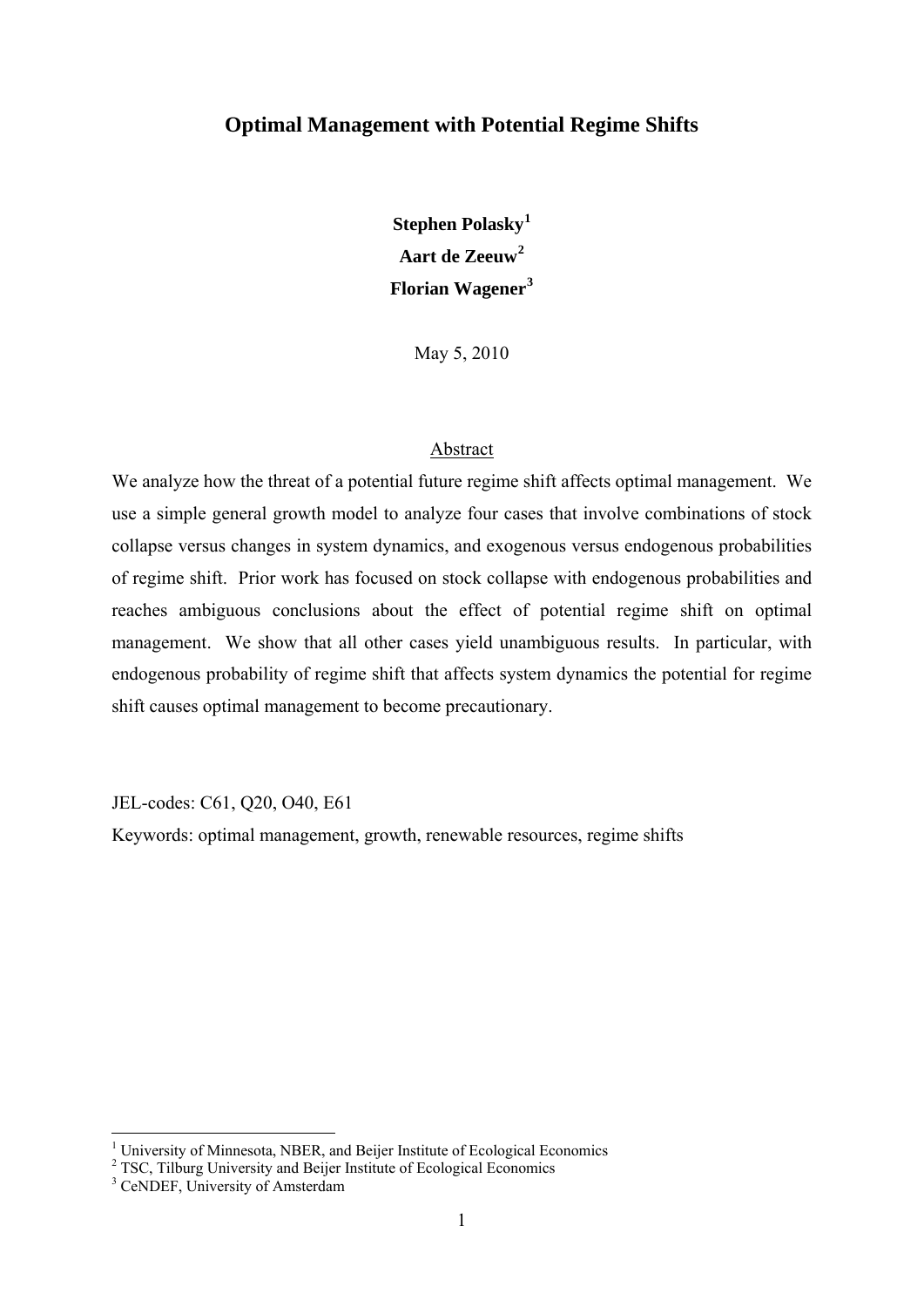# Optimal Management with Potential Regime Shifts

**Stephen Polasky[1]**
**Aart de Zeeuw[2]**
**Florian Wagener[3]**

May 5, 2010

## Abstract

We analyze how the threat of a potential future regime shift affects optimal management. We use a simple general growth model to analyze four cases that involve combinations of stock collapse versus changes in system dynamics, and exogenous versus endogenous probabilities of regime shift. Prior work has focused on stock collapse with endogenous probabilities and reaches ambiguous conclusions about the effect of potential regime shift on optimal management. We show that all other cases yield unambiguous results. In particular, with endogenous probability of regime shift that affects system dynamics the potential for regime shift causes optimal management to become precautionary.

JEL-codes: C61, Q20, O40, E61

Keywords: optimal management, growth, renewable resources, regime shifts

---

[1] University of Minnesota, NBER, and Beijer Institute of Ecological Economics
[2] TSC, Tilburg University and Beijer Institute of Ecological Economics
[3] CeNDEF, University of Amsterdam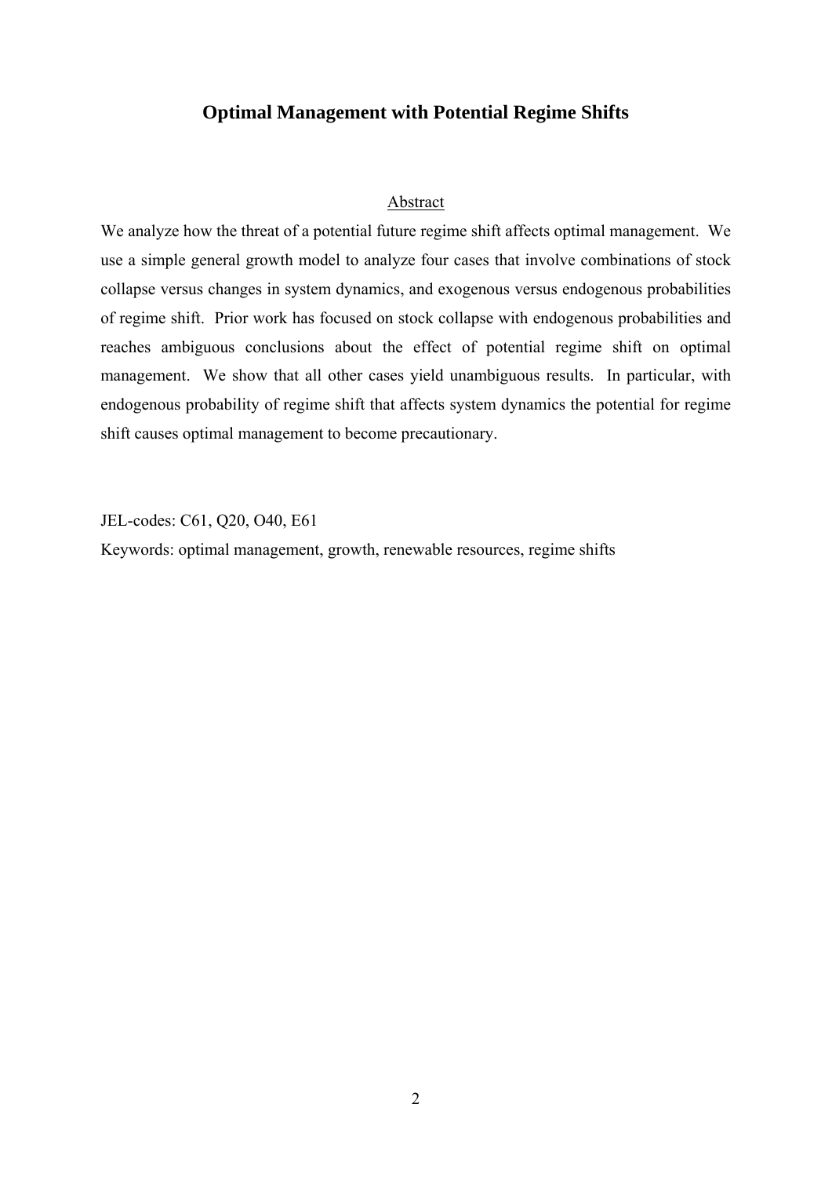# Optimal Management with Potential Regime Shifts

## Abstract

We analyze how the threat of a potential future regime shift affects optimal management. We use a simple general growth model to analyze four cases that involve combinations of stock collapse versus changes in system dynamics, and exogenous versus endogenous probabilities of regime shift. Prior work has focused on stock collapse with endogenous probabilities and reaches ambiguous conclusions about the effect of potential regime shift on optimal management. We show that all other cases yield unambiguous results. In particular, with endogenous probability of regime shift that affects system dynamics the potential for regime shift causes optimal management to become precautionary.

JEL-codes: C61, Q20, O40, E61

Keywords: optimal management, growth, renewable resources, regime shifts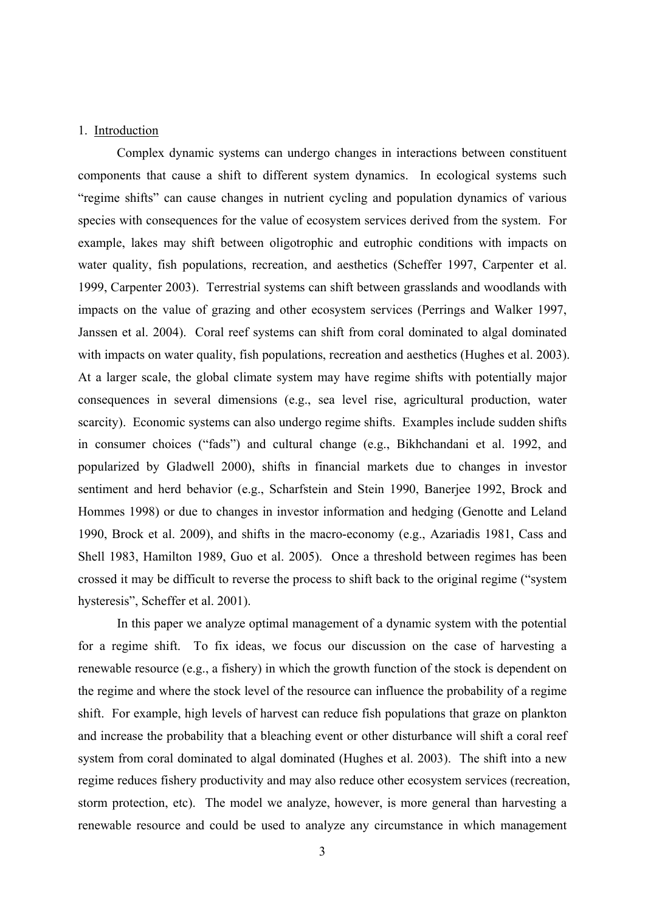## 1. Introduction

Complex dynamic systems can undergo changes in interactions between constituent components that cause a shift to different system dynamics. In ecological systems such "regime shifts" can cause changes in nutrient cycling and population dynamics of various species with consequences for the value of ecosystem services derived from the system. For example, lakes may shift between oligotrophic and eutrophic conditions with impacts on water quality, fish populations, recreation, and aesthetics (Scheffer 1997, Carpenter et al. 1999, Carpenter 2003). Terrestrial systems can shift between grasslands and woodlands with impacts on the value of grazing and other ecosystem services (Perrings and Walker 1997, Janssen et al. 2004). Coral reef systems can shift from coral dominated to algal dominated with impacts on water quality, fish populations, recreation and aesthetics (Hughes et al. 2003). At a larger scale, the global climate system may have regime shifts with potentially major consequences in several dimensions (e.g., sea level rise, agricultural production, water scarcity). Economic systems can also undergo regime shifts. Examples include sudden shifts in consumer choices ("fads") and cultural change (e.g., Bikhchandani et al. 1992, and popularized by Gladwell 2000), shifts in financial markets due to changes in investor sentiment and herd behavior (e.g., Scharfstein and Stein 1990, Banerjee 1992, Brock and Hommes 1998) or due to changes in investor information and hedging (Genotte and Leland 1990, Brock et al. 2009), and shifts in the macro-economy (e.g., Azariadis 1981, Cass and Shell 1983, Hamilton 1989, Guo et al. 2005). Once a threshold between regimes has been crossed it may be difficult to reverse the process to shift back to the original regime ("system hysteresis", Scheffer et al. 2001).

In this paper we analyze optimal management of a dynamic system with the potential for a regime shift. To fix ideas, we focus our discussion on the case of harvesting a renewable resource (e.g., a fishery) in which the growth function of the stock is dependent on the regime and where the stock level of the resource can influence the probability of a regime shift. For example, high levels of harvest can reduce fish populations that graze on plankton and increase the probability that a bleaching event or other disturbance will shift a coral reef system from coral dominated to algal dominated (Hughes et al. 2003). The shift into a new regime reduces fishery productivity and may also reduce other ecosystem services (recreation, storm protection, etc). The model we analyze, however, is more general than harvesting a renewable resource and could be used to analyze any circumstance in which management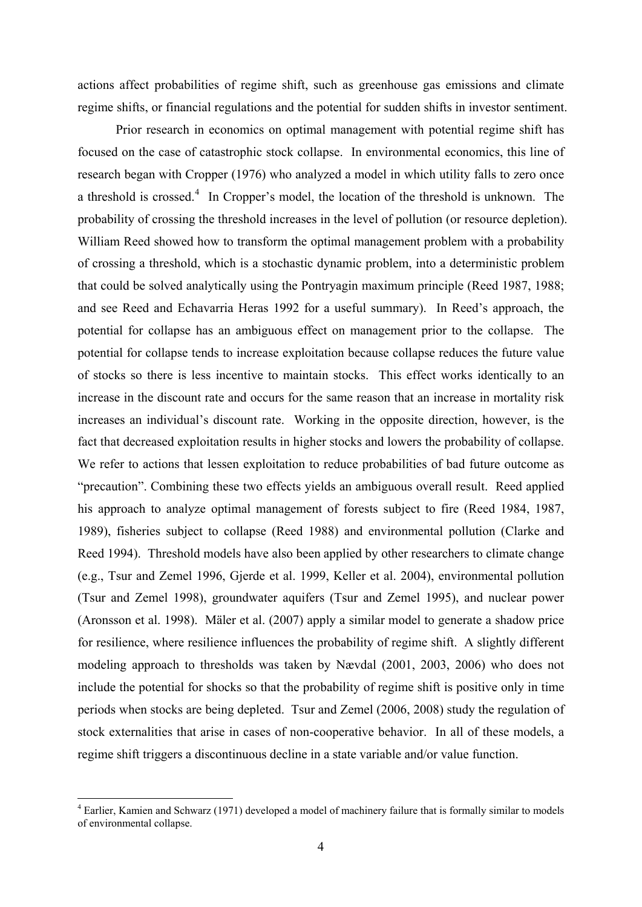actions affect probabilities of regime shift, such as greenhouse gas emissions and climate regime shifts, or financial regulations and the potential for sudden shifts in investor sentiment.

Prior research in economics on optimal management with potential regime shift has focused on the case of catastrophic stock collapse. In environmental economics, this line of research began with Cropper (1976) who analyzed a model in which utility falls to zero once a threshold is crossed.[4] In Cropper's model, the location of the threshold is unknown. The probability of crossing the threshold increases in the level of pollution (or resource depletion). William Reed showed how to transform the optimal management problem with a probability of crossing a threshold, which is a stochastic dynamic problem, into a deterministic problem that could be solved analytically using the Pontryagin maximum principle (Reed 1987, 1988; and see Reed and Echavarria Heras 1992 for a useful summary). In Reed's approach, the potential for collapse has an ambiguous effect on management prior to the collapse. The potential for collapse tends to increase exploitation because collapse reduces the future value of stocks so there is less incentive to maintain stocks. This effect works identically to an increase in the discount rate and occurs for the same reason that an increase in mortality risk increases an individual's discount rate. Working in the opposite direction, however, is the fact that decreased exploitation results in higher stocks and lowers the probability of collapse. We refer to actions that lessen exploitation to reduce probabilities of bad future outcome as "precaution". Combining these two effects yields an ambiguous overall result. Reed applied his approach to analyze optimal management of forests subject to fire (Reed 1984, 1987, 1989), fisheries subject to collapse (Reed 1988) and environmental pollution (Clarke and Reed 1994). Threshold models have also been applied by other researchers to climate change (e.g., Tsur and Zemel 1996, Gjerde et al. 1999, Keller et al. 2004), environmental pollution (Tsur and Zemel 1998), groundwater aquifers (Tsur and Zemel 1995), and nuclear power (Aronsson et al. 1998). Mäler et al. (2007) apply a similar model to generate a shadow price for resilience, where resilience influences the probability of regime shift. A slightly different modeling approach to thresholds was taken by Nævdal (2001, 2003, 2006) who does not include the potential for shocks so that the probability of regime shift is positive only in time periods when stocks are being depleted. Tsur and Zemel (2006, 2008) study the regulation of stock externalities that arise in cases of non-cooperative behavior. In all of these models, a regime shift triggers a discontinuous decline in a state variable and/or value function.

---

[4] Earlier, Kamien and Schwarz (1971) developed a model of machinery failure that is formally similar to models of environmental collapse.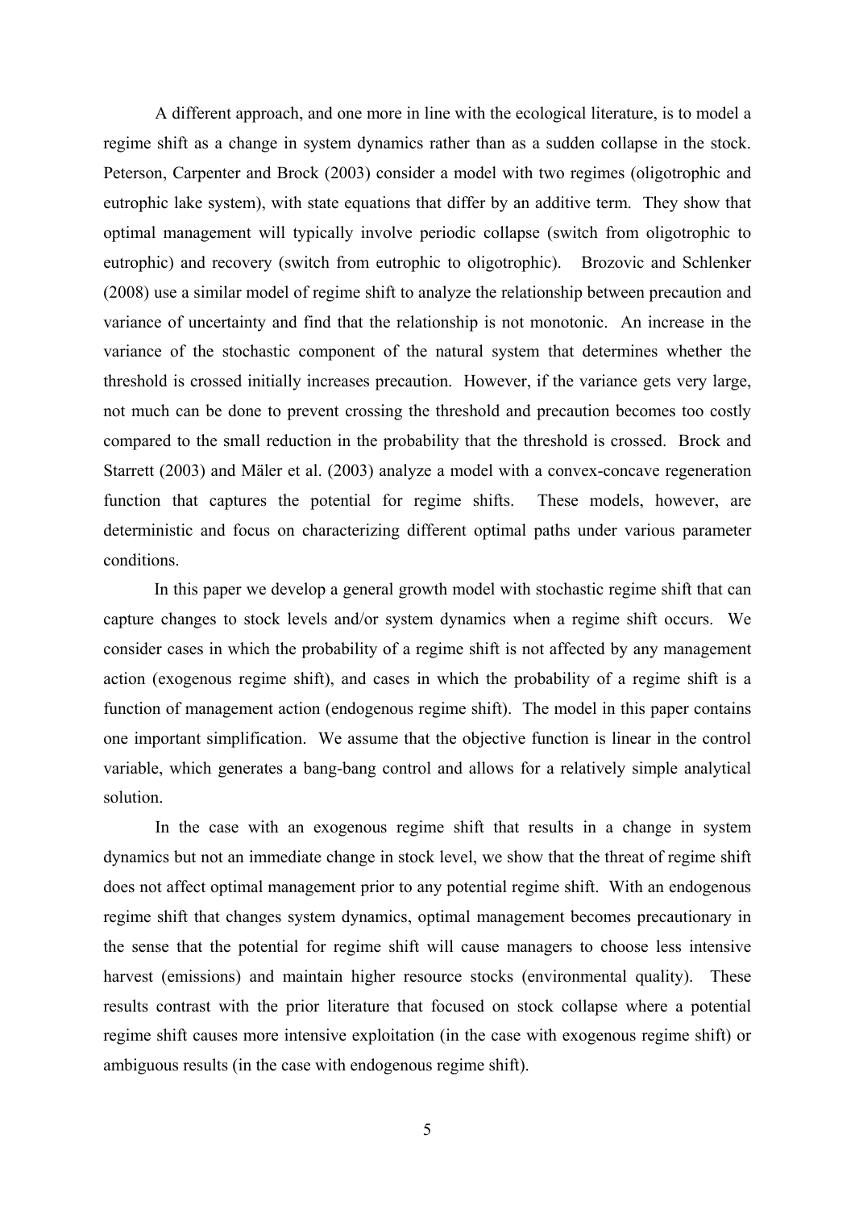A different approach, and one more in line with the ecological literature, is to model a regime shift as a change in system dynamics rather than as a sudden collapse in the stock. Peterson, Carpenter and Brock (2003) consider a model with two regimes (oligotrophic and eutrophic lake system), with state equations that differ by an additive term. They show that optimal management will typically involve periodic collapse (switch from oligotrophic to eutrophic) and recovery (switch from eutrophic to oligotrophic). Brozovic and Schlenker (2008) use a similar model of regime shift to analyze the relationship between precaution and variance of uncertainty and find that the relationship is not monotonic. An increase in the variance of the stochastic component of the natural system that determines whether the threshold is crossed initially increases precaution. However, if the variance gets very large, not much can be done to prevent crossing the threshold and precaution becomes too costly compared to the small reduction in the probability that the threshold is crossed. Brock and Starrett (2003) and Mäler et al. (2003) analyze a model with a convex-concave regeneration function that captures the potential for regime shifts. These models, however, are deterministic and focus on characterizing different optimal paths under various parameter conditions.

In this paper we develop a general growth model with stochastic regime shift that can capture changes to stock levels and/or system dynamics when a regime shift occurs. We consider cases in which the probability of a regime shift is not affected by any management action (exogenous regime shift), and cases in which the probability of a regime shift is a function of management action (endogenous regime shift). The model in this paper contains one important simplification. We assume that the objective function is linear in the control variable, which generates a bang-bang control and allows for a relatively simple analytical solution.

In the case with an exogenous regime shift that results in a change in system dynamics but not an immediate change in stock level, we show that the threat of regime shift does not affect optimal management prior to any potential regime shift. With an endogenous regime shift that changes system dynamics, optimal management becomes precautionary in the sense that the potential for regime shift will cause managers to choose less intensive harvest (emissions) and maintain higher resource stocks (environmental quality). These results contrast with the prior literature that focused on stock collapse where a potential regime shift causes more intensive exploitation (in the case with exogenous regime shift) or ambiguous results (in the case with endogenous regime shift).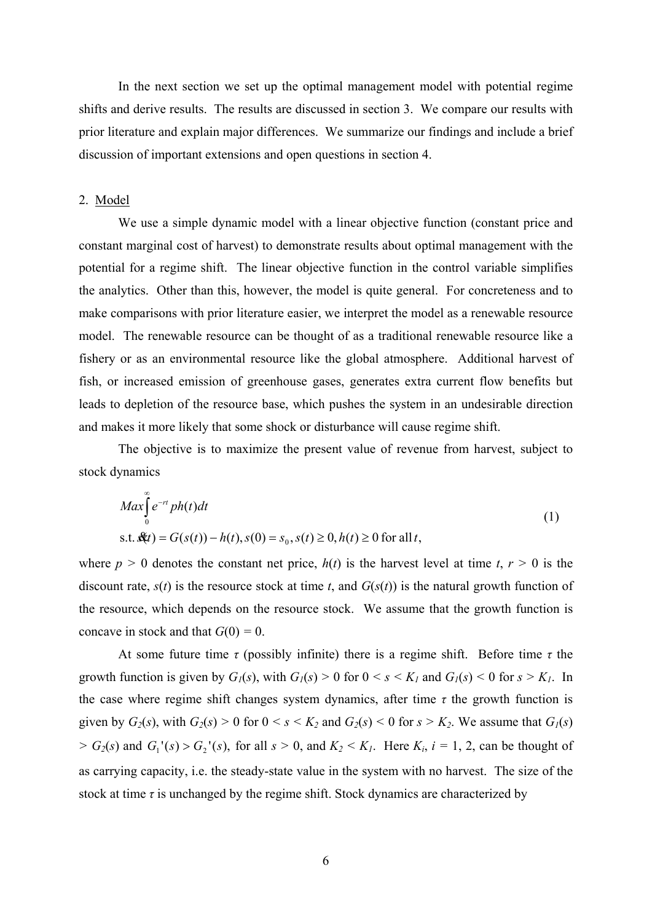In the next section we set up the optimal management model with potential regime shifts and derive results. The results are discussed in section 3. We compare our results with prior literature and explain major differences. We summarize our findings and include a brief discussion of important extensions and open questions in section 4.

## 2. Model

We use a simple dynamic model with a linear objective function (constant price and constant marginal cost of harvest) to demonstrate results about optimal management with the potential for a regime shift. The linear objective function in the control variable simplifies the analytics. Other than this, however, the model is quite general. For concreteness and to make comparisons with prior literature easier, we interpret the model as a renewable resource model. The renewable resource can be thought of as a traditional renewable resource like a fishery or as an environmental resource like the global atmosphere. Additional harvest of fish, or increased emission of greenhouse gases, generates extra current flow benefits but leads to depletion of the resource base, which pushes the system in an undesirable direction and makes it more likely that some shock or disturbance will cause regime shift.

The objective is to maximize the present value of revenue from harvest, subject to stock dynamics

$$
\begin{aligned}
&Max \int_0^\infty e^{-rt} ph(t)dt \\
&\text{s.t. } \dot{s}(t) = G(s(t)) - h(t), s(0) = s_0, s(t) \geq 0, h(t) \geq 0 \text{ for all } t,
\end{aligned}
\tag{1}
$$

where $p > 0$ denotes the constant net price, $h(t)$ is the harvest level at time $t$, $r > 0$ is the discount rate, $s(t)$ is the resource stock at time $t$, and $G(s(t))$ is the natural growth function of the resource, which depends on the resource stock. We assume that the growth function is concave in stock and that $G(0) = 0$.

At some future time $\tau$ (possibly infinite) there is a regime shift. Before time $\tau$ the growth function is given by $G_1(s)$, with $G_1(s) > 0$ for $0 < s < K_1$ and $G_1(s) < 0$ for $s > K_1$. In the case where regime shift changes system dynamics, after time $\tau$ the growth function is given by $G_2(s)$, with $G_2(s) > 0$ for $0 < s < K_2$ and $G_2(s) < 0$ for $s > K_2$. We assume that $G_1(s) > G_2(s)$ and $G_1'(s) > G_2'(s)$, for all $s > 0$, and $K_2 < K_1$. Here $K_i$, $i = 1, 2$, can be thought of as carrying capacity, i.e. the steady-state value in the system with no harvest. The size of the stock at time $\tau$ is unchanged by the regime shift. Stock dynamics are characterized by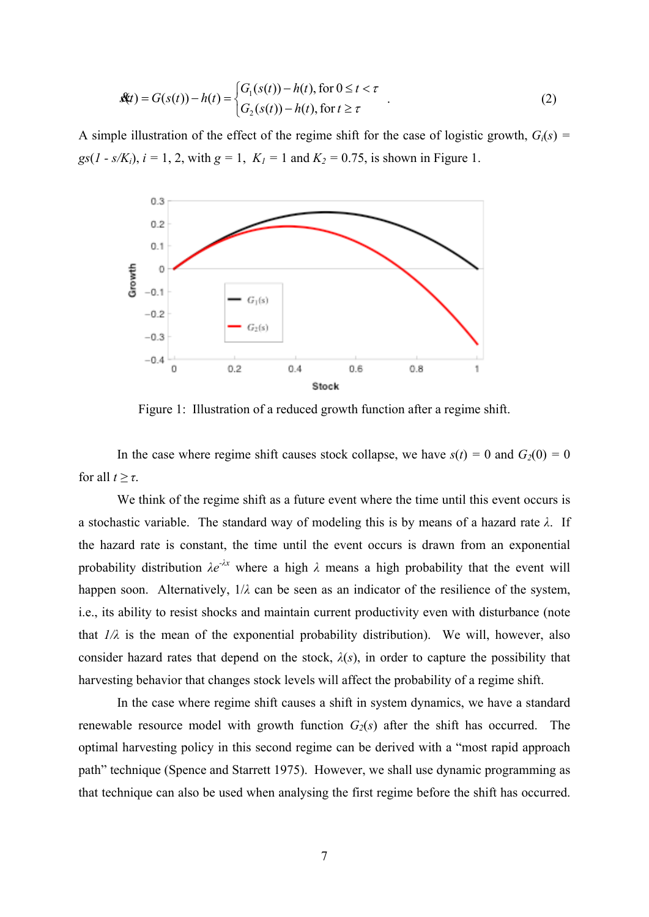$$\dot{s}(t) = G(s(t)) - h(t) = \begin{cases} G_1(s(t)) - h(t), \text{ for } 0 \le t < \tau \\ G_2(s(t)) - h(t), \text{ for } t \ge \tau \end{cases} . \tag{2}$$

A simple illustration of the effect of the regime shift for the case of logistic growth, $G_i(s) = gs(1 - s/K_i)$, $i = 1, 2$, with $g = 1$, $K_1 = 1$ and $K_2 = 0.75$, is shown in Figure 1.

Figure 1: Illustration of a reduced growth function after a regime shift.

In the case where regime shift causes stock collapse, we have $s(t) = 0$ and $G_2(0) = 0$ for all $t \ge \tau$.

We think of the regime shift as a future event where the time until this event occurs is a stochastic variable. The standard way of modeling this is by means of a hazard rate $\lambda$. If the hazard rate is constant, the time until the event occurs is drawn from an exponential probability distribution $\lambda e^{-\lambda x}$ where a high $\lambda$ means a high probability that the event will happen soon. Alternatively, $1/\lambda$ can be seen as an indicator of the resilience of the system, i.e., its ability to resist shocks and maintain current productivity even with disturbance (note that $1/\lambda$ is the mean of the exponential probability distribution). We will, however, also consider hazard rates that depend on the stock, $\lambda(s)$, in order to capture the possibility that harvesting behavior that changes stock levels will affect the probability of a regime shift.

In the case where regime shift causes a shift in system dynamics, we have a standard renewable resource model with growth function $G_2(s)$ after the shift has occurred. The optimal harvesting policy in this second regime can be derived with a "most rapid approach path" technique (Spence and Starrett 1975). However, we shall use dynamic programming as that technique can also be used when analysing the first regime before the shift has occurred.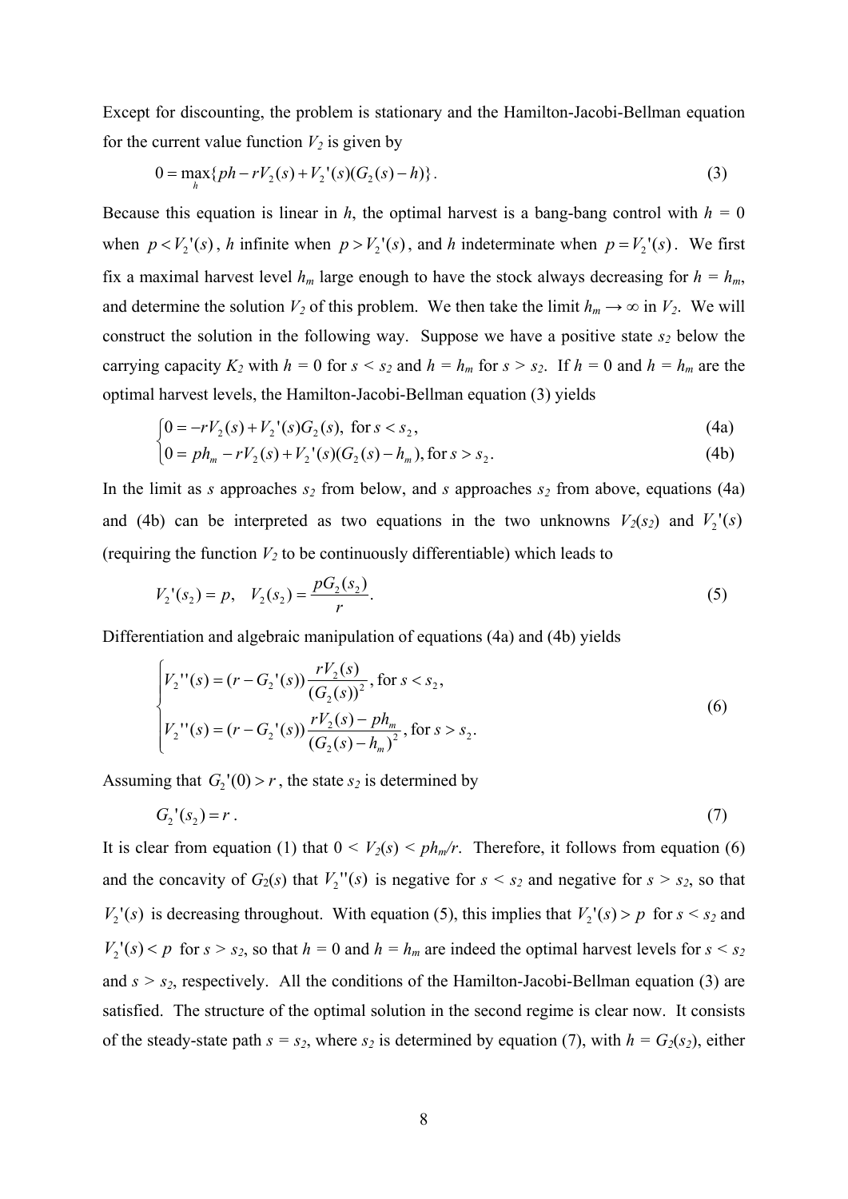Except for discounting, the problem is stationary and the Hamilton-Jacobi-Bellman equation for the current value function $V_2$ is given by

$$0 = \max_h \{ph - rV_2(s) + V_2'(s)(G_2(s) - h)\}. \tag{3}$$

Because this equation is linear in $h$, the optimal harvest is a bang-bang control with $h = 0$ when $p < V_2'(s)$, $h$ infinite when $p > V_2'(s)$, and $h$ indeterminate when $p = V_2'(s)$. We first fix a maximal harvest level $h_m$ large enough to have the stock always decreasing for $h = h_m$, and determine the solution $V_2$ of this problem. We then take the limit $h_m \to \infty$ in $V_2$. We will construct the solution in the following way. Suppose we have a positive state $s_2$ below the carrying capacity $K_2$ with $h = 0$ for $s < s_2$ and $h = h_m$ for $s > s_2$. If $h = 0$ and $h = h_m$ are the optimal harvest levels, the Hamilton-Jacobi-Bellman equation (3) yields

$$\begin{cases} 0 = -rV_2(s) + V_2'(s)G_2(s), \text{ for } s < s_2, & \text{(4a)} \\ 0 = ph_m - rV_2(s) + V_2'(s)(G_2(s) - h_m), \text{for } s > s_2. & \text{(4b)} \end{cases}$$

In the limit as $s$ approaches $s_2$ from below, and $s$ approaches $s_2$ from above, equations (4a) and (4b) can be interpreted as two equations in the two unknowns $V_2(s_2)$ and $V_2'(s)$ (requiring the function $V_2$ to be continuously differentiable) which leads to

$$V_2'(s_2) = p, \quad V_2(s_2) = \frac{pG_2(s_2)}{r}. \tag{5}$$

Differentiation and algebraic manipulation of equations (4a) and (4b) yields

$$\begin{cases} V_2''(s) = (r - G_2'(s))\dfrac{rV_2(s)}{(G_2(s))^2}, \text{ for } s < s_2, \\ V_2''(s) = (r - G_2'(s))\dfrac{rV_2(s) - ph_m}{(G_2(s) - h_m)^2}, \text{ for } s > s_2. \end{cases} \tag{6}$$

Assuming that $G_2'(0) > r$, the state $s_2$ is determined by

$$G_2'(s_2) = r. \tag{7}$$

It is clear from equation (1) that $0 < V_2(s) < ph_m/r$. Therefore, it follows from equation (6) and the concavity of $G_2(s)$ that $V_2''(s)$ is negative for $s < s_2$ and negative for $s > s_2$, so that $V_2'(s)$ is decreasing throughout. With equation (5), this implies that $V_2'(s) > p$ for $s < s_2$ and $V_2'(s) < p$ for $s > s_2$, so that $h = 0$ and $h = h_m$ are indeed the optimal harvest levels for $s < s_2$ and $s > s_2$, respectively. All the conditions of the Hamilton-Jacobi-Bellman equation (3) are satisfied. The structure of the optimal solution in the second regime is clear now. It consists of the steady-state path $s = s_2$, where $s_2$ is determined by equation (7), with $h = G_2(s_2)$, either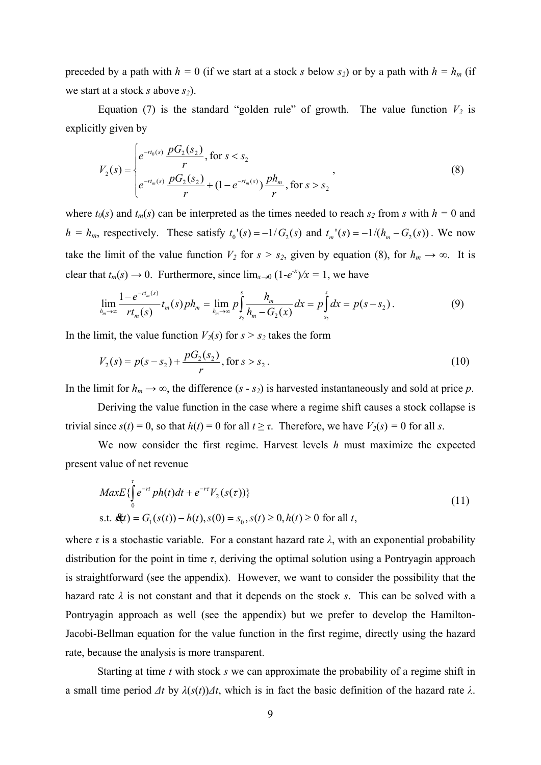preceded by a path with $h = 0$ (if we start at a stock $s$ below $s_2$) or by a path with $h = h_m$ (if we start at a stock $s$ above $s_2$).

Equation (7) is the standard "golden rule" of growth. The value function $V_2$ is explicitly given by

$$V_2(s) = \begin{cases} e^{-rt_0(s)} \dfrac{pG_2(s_2)}{r}, \text{ for } s < s_2 \\ e^{-rt_m(s)} \dfrac{pG_2(s_2)}{r} + (1 - e^{-rt_m(s)}) \dfrac{ph_m}{r}, \text{ for } s > s_2 \end{cases}, \tag{8}$$

where $t_0(s)$ and $t_m(s)$ can be interpreted as the times needed to reach $s_2$ from $s$ with $h = 0$ and $h = h_m$, respectively. These satisfy $t_0'(s) = -1/G_2(s)$ and $t_m'(s) = -1/(h_m - G_2(s))$. We now take the limit of the value function $V_2$ for $s > s_2$, given by equation (8), for $h_m \to \infty$. It is clear that $t_m(s) \to 0$. Furthermore, since $\lim_{x \to 0} (1-e^{-x})/x = 1$, we have

$$\lim_{h_m \to \infty} \frac{1 - e^{-rt_m(s)}}{rt_m(s)} t_m(s) ph_m = \lim_{h_m \to \infty} p \int_{s_2}^{s} \frac{h_m}{h_m - G_2(x)} dx = p \int_{s_2}^{s} dx = p(s - s_2). \tag{9}$$

In the limit, the value function $V_2(s)$ for $s > s_2$ takes the form

$$V_2(s) = p(s - s_2) + \frac{pG_2(s_2)}{r}, \text{ for } s > s_2. \tag{10}$$

In the limit for $h_m \to \infty$, the difference $(s - s_2)$ is harvested instantaneously and sold at price $p$.

Deriving the value function in the case where a regime shift causes a stock collapse is trivial since $s(t) = 0$, so that $h(t) = 0$ for all $t \geq \tau$. Therefore, we have $V_2(s) = 0$ for all $s$.

We now consider the first regime. Harvest levels $h$ must maximize the expected present value of net revenue

$$\begin{aligned} &Max E\{\int_0^{\tau} e^{-rt} ph(t) dt + e^{-r\tau} V_2(s(\tau))\} \\ &\text{s.t. } \dot{s}(t) = G_1(s(t)) - h(t), s(0) = s_0, s(t) \geq 0, h(t) \geq 0 \text{ for all } t, \end{aligned} \tag{11}$$

where $\tau$ is a stochastic variable. For a constant hazard rate $\lambda$, with an exponential probability distribution for the point in time $\tau$, deriving the optimal solution using a Pontryagin approach is straightforward (see the appendix). However, we want to consider the possibility that the hazard rate $\lambda$ is not constant and that it depends on the stock $s$. This can be solved with a Pontryagin approach as well (see the appendix) but we prefer to develop the Hamilton-Jacobi-Bellman equation for the value function in the first regime, directly using the hazard rate, because the analysis is more transparent.

Starting at time $t$ with stock $s$ we can approximate the probability of a regime shift in a small time period $\Delta t$ by $\lambda(s(t))\Delta t$, which is in fact the basic definition of the hazard rate $\lambda$.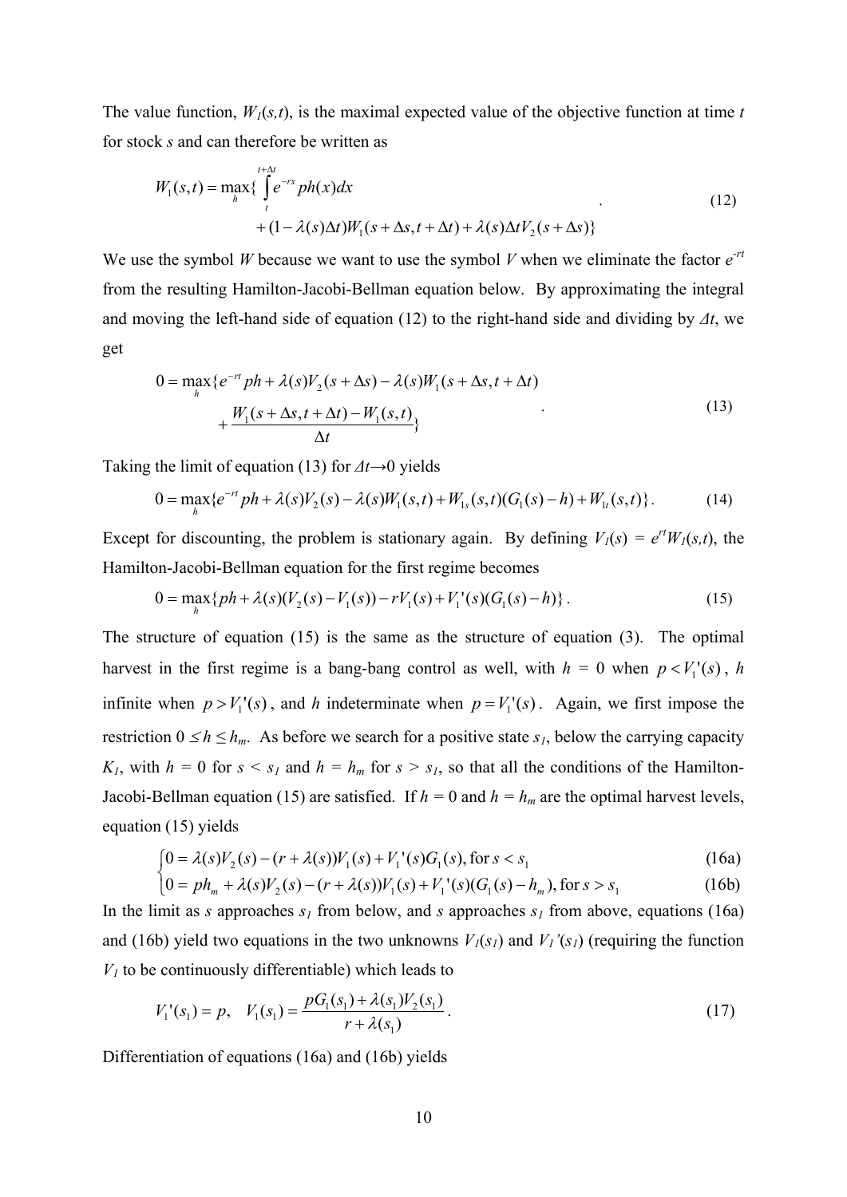The value function, $W_1(s,t)$, is the maximal expected value of the objective function at time $t$ for stock $s$ and can therefore be written as

$$W_1(s,t) = \max_h \{ \int_t^{t+\Delta t} e^{-rx} ph(x)dx + (1-\lambda(s)\Delta t)W_1(s+\Delta s, t+\Delta t) + \lambda(s)\Delta t V_2(s+\Delta s)\} \quad (12)$$

We use the symbol $W$ because we want to use the symbol $V$ when we eliminate the factor $e^{-rt}$ from the resulting Hamilton-Jacobi-Bellman equation below. By approximating the integral and moving the left-hand side of equation (12) to the right-hand side and dividing by $\Delta t$, we get

$$0 = \max_h \{ e^{-rt} ph + \lambda(s)V_2(s+\Delta s) - \lambda(s)W_1(s+\Delta s, t+\Delta t) + \frac{W_1(s+\Delta s, t+\Delta t) - W_1(s,t)}{\Delta t}\} \quad (13)$$

Taking the limit of equation (13) for $\Delta t \to 0$ yields

$$0 = \max_h \{ e^{-rt} ph + \lambda(s)V_2(s) - \lambda(s)W_1(s,t) + W_{1s}(s,t)(G_1(s)-h) + W_{1t}(s,t)\}. \quad (14)$$

Except for discounting, the problem is stationary again. By defining $V_1(s) = e^{rt}W_1(s,t)$, the Hamilton-Jacobi-Bellman equation for the first regime becomes

$$0 = \max_h \{ ph + \lambda(s)(V_2(s) - V_1(s)) - rV_1(s) + V_1'(s)(G_1(s)-h)\}. \quad (15)$$

The structure of equation (15) is the same as the structure of equation (3). The optimal harvest in the first regime is a bang-bang control as well, with $h = 0$ when $p < V_1'(s)$, $h$ infinite when $p > V_1'(s)$, and $h$ indeterminate when $p = V_1'(s)$. Again, we first impose the restriction $0 \le h \le h_m$. As before we search for a positive state $s_1$, below the carrying capacity $K_1$, with $h = 0$ for $s < s_1$ and $h = h_m$ for $s > s_1$, so that all the conditions of the Hamilton-Jacobi-Bellman equation (15) are satisfied. If $h = 0$ and $h = h_m$ are the optimal harvest levels, equation (15) yields

$$\begin{cases} 0 = \lambda(s)V_2(s) - (r+\lambda(s))V_1(s) + V_1'(s)G_1(s), \text{for } s < s_1 & (16a) \\ 0 = ph_m + \lambda(s)V_2(s) - (r+\lambda(s))V_1(s) + V_1'(s)(G_1(s)-h_m), \text{for } s > s_1 & (16b) \end{cases}$$

In the limit as $s$ approaches $s_1$ from below, and $s$ approaches $s_1$ from above, equations (16a) and (16b) yield two equations in the two unknowns $V_1(s_1)$ and $V_1'(s_1)$ (requiring the function $V_1$ to be continuously differentiable) which leads to

$$V_1'(s_1) = p, \quad V_1(s_1) = \frac{pG_1(s_1) + \lambda(s_1)V_2(s_1)}{r+\lambda(s_1)}. \quad (17)$$

Differentiation of equations (16a) and (16b) yields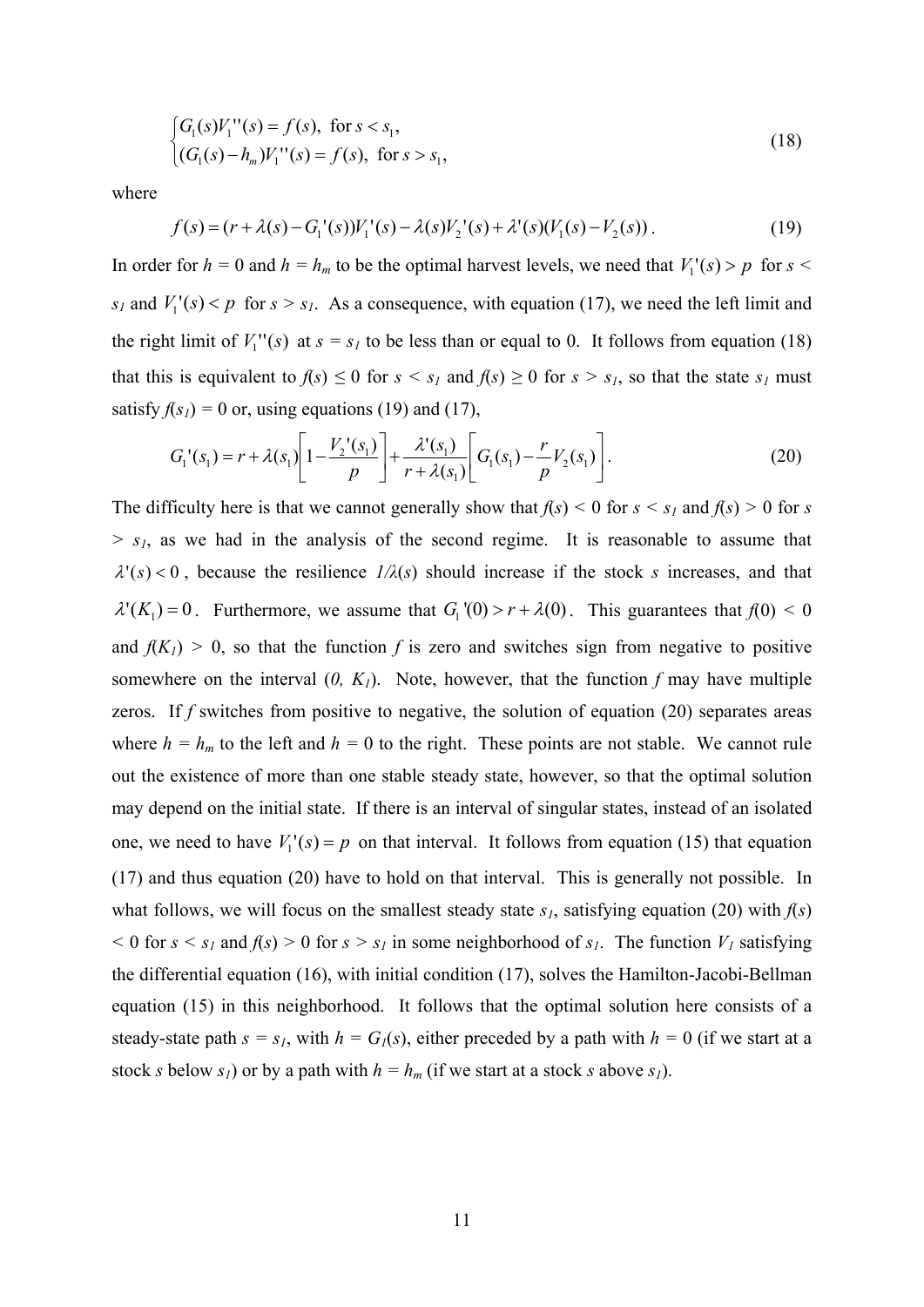$$\begin{cases} G_1(s)V_1''(s) = f(s), \text{ for } s < s_1, \\ (G_1(s) - h_m)V_1''(s) = f(s), \text{ for } s > s_1, \end{cases} \tag{18}$$

where

$$f(s) = (r + \lambda(s) - G_1'(s))V_1'(s) - \lambda(s)V_2'(s) + \lambda'(s)(V_1(s) - V_2(s)). \tag{19}$$

In order for $h = 0$ and $h = h_m$ to be the optimal harvest levels, we need that $V_1'(s) > p$ for $s < s_1$ and $V_1'(s) < p$ for $s > s_1$. As a consequence, with equation (17), we need the left limit and the right limit of $V_1''(s)$ at $s = s_1$ to be less than or equal to 0. It follows from equation (18) that this is equivalent to $f(s) \leq 0$ for $s < s_1$ and $f(s) \geq 0$ for $s > s_1$, so that the state $s_1$ must satisfy $f(s_1) = 0$ or, using equations (19) and (17),

$$G_1'(s_1) = r + \lambda(s_1)\left[1 - \frac{V_2'(s_1)}{p}\right] + \frac{\lambda'(s_1)}{r + \lambda(s_1)}\left[G_1(s_1) - \frac{r}{p}V_2(s_1)\right]. \tag{20}$$

The difficulty here is that we cannot generally show that $f(s) < 0$ for $s < s_1$ and $f(s) > 0$ for $s > s_1$, as we had in the analysis of the second regime. It is reasonable to assume that $\lambda'(s) < 0$, because the resilience $1/\lambda(s)$ should increase if the stock $s$ increases, and that $\lambda'(K_1) = 0$. Furthermore, we assume that $G_1'(0) > r + \lambda(0)$. This guarantees that $f(0) < 0$ and $f(K_1) > 0$, so that the function $f$ is zero and switches sign from negative to positive somewhere on the interval $(0, K_1)$. Note, however, that the function $f$ may have multiple zeros. If $f$ switches from positive to negative, the solution of equation (20) separates areas where $h = h_m$ to the left and $h = 0$ to the right. These points are not stable. We cannot rule out the existence of more than one stable steady state, however, so that the optimal solution may depend on the initial state. If there is an interval of singular states, instead of an isolated one, we need to have $V_1'(s) = p$ on that interval. It follows from equation (15) that equation (17) and thus equation (20) have to hold on that interval. This is generally not possible. In what follows, we will focus on the smallest steady state $s_1$, satisfying equation (20) with $f(s) < 0$ for $s < s_1$ and $f(s) > 0$ for $s > s_1$ in some neighborhood of $s_1$. The function $V_1$ satisfying the differential equation (16), with initial condition (17), solves the Hamilton-Jacobi-Bellman equation (15) in this neighborhood. It follows that the optimal solution here consists of a steady-state path $s = s_1$, with $h = G_1(s)$, either preceded by a path with $h = 0$ (if we start at a stock $s$ below $s_1$) or by a path with $h = h_m$ (if we start at a stock $s$ above $s_1$).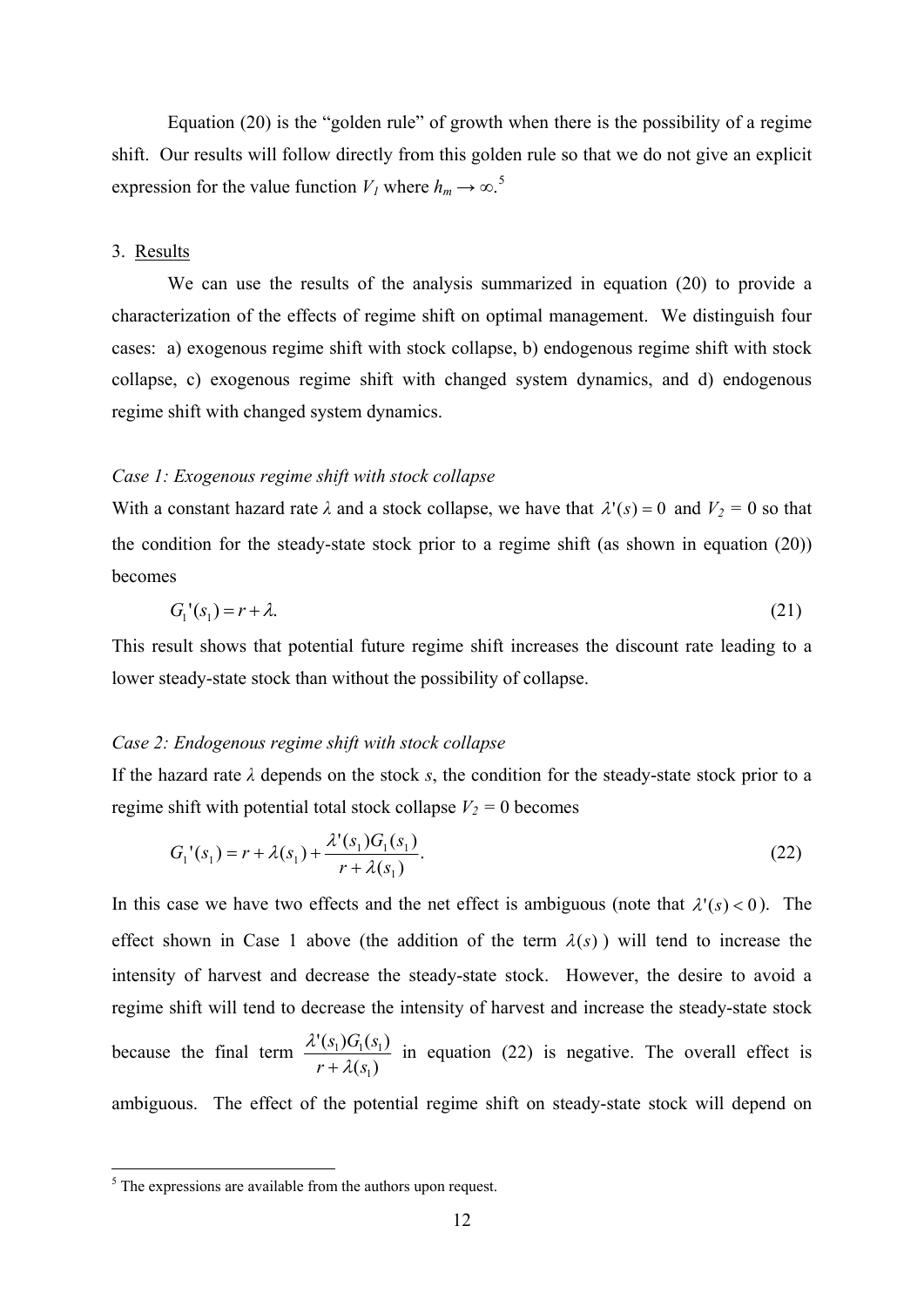Equation (20) is the "golden rule" of growth when there is the possibility of a regime shift. Our results will follow directly from this golden rule so that we do not give an explicit expression for the value function $V_1$ where $h_m \to \infty$.[5]

## 3. Results

We can use the results of the analysis summarized in equation (20) to provide a characterization of the effects of regime shift on optimal management. We distinguish four cases: a) exogenous regime shift with stock collapse, b) endogenous regime shift with stock collapse, c) exogenous regime shift with changed system dynamics, and d) endogenous regime shift with changed system dynamics.

### *Case 1: Exogenous regime shift with stock collapse*

With a constant hazard rate $\lambda$ and a stock collapse, we have that $\lambda'(s) = 0$ and $V_2 = 0$ so that the condition for the steady-state stock prior to a regime shift (as shown in equation (20)) becomes

$$G_1'(s_1) = r + \lambda. \tag{21}$$

This result shows that potential future regime shift increases the discount rate leading to a lower steady-state stock than without the possibility of collapse.

### *Case 2: Endogenous regime shift with stock collapse*

If the hazard rate $\lambda$ depends on the stock $s$, the condition for the steady-state stock prior to a regime shift with potential total stock collapse $V_2 = 0$ becomes

$$G_1'(s_1) = r + \lambda(s_1) + \frac{\lambda'(s_1)G_1(s_1)}{r + \lambda(s_1)}. \tag{22}$$

In this case we have two effects and the net effect is ambiguous (note that $\lambda'(s) < 0$). The effect shown in Case 1 above (the addition of the term $\lambda(s)$) will tend to increase the intensity of harvest and decrease the steady-state stock. However, the desire to avoid a regime shift will tend to decrease the intensity of harvest and increase the steady-state stock because the final term $\frac{\lambda'(s_1)G_1(s_1)}{r + \lambda(s_1)}$ in equation (22) is negative. The overall effect is ambiguous. The effect of the potential regime shift on steady-state stock will depend on

[5] The expressions are available from the authors upon request.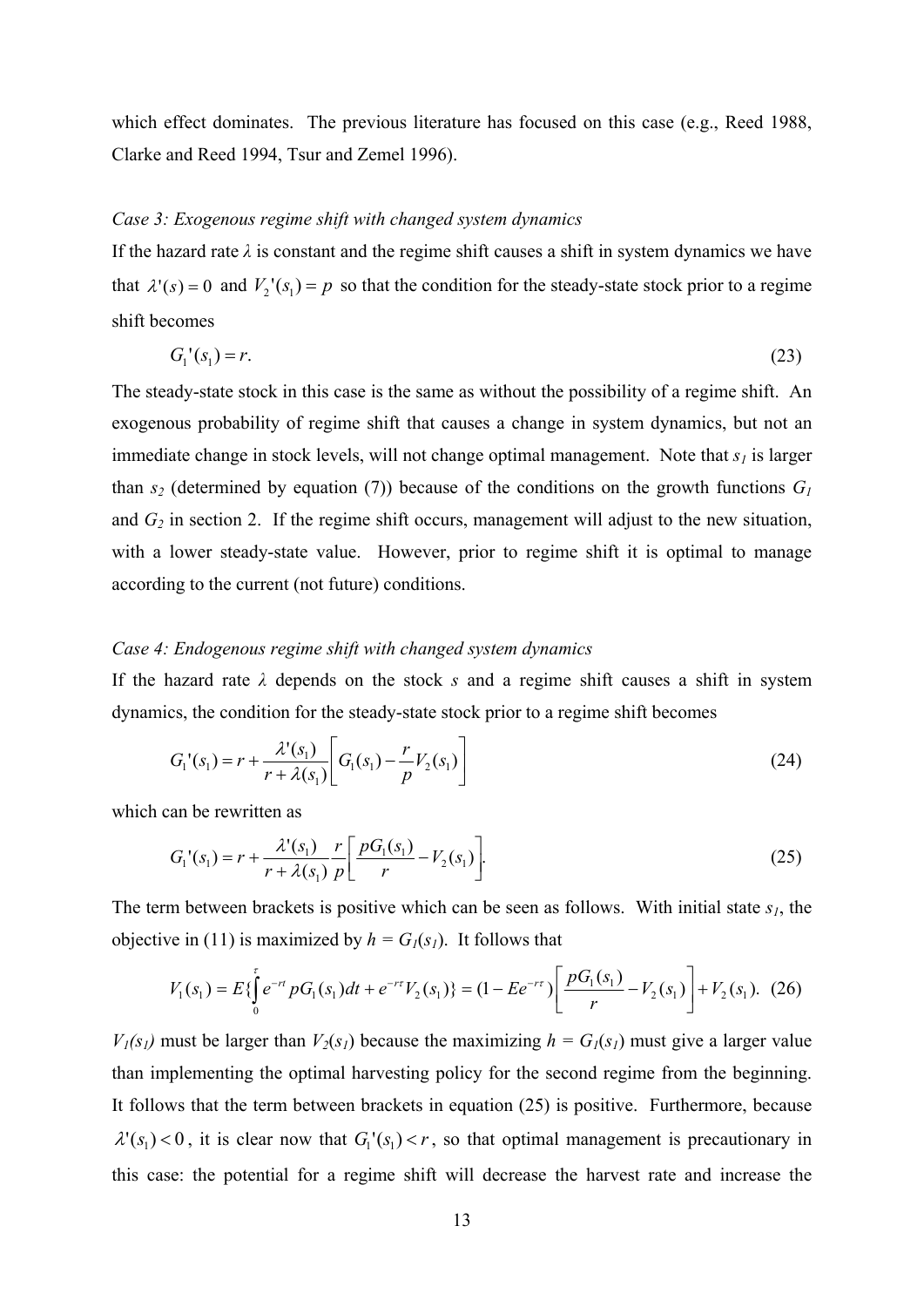which effect dominates. The previous literature has focused on this case (e.g., Reed 1988, Clarke and Reed 1994, Tsur and Zemel 1996).

*Case 3: Exogenous regime shift with changed system dynamics*

If the hazard rate $\lambda$ is constant and the regime shift causes a shift in system dynamics we have that $\lambda'(s) = 0$ and $V_2'(s_1) = p$ so that the condition for the steady-state stock prior to a regime shift becomes

$$G_1'(s_1) = r. \tag{23}$$

The steady-state stock in this case is the same as without the possibility of a regime shift. An exogenous probability of regime shift that causes a change in system dynamics, but not an immediate change in stock levels, will not change optimal management. Note that $s_1$ is larger than $s_2$ (determined by equation (7)) because of the conditions on the growth functions $G_1$ and $G_2$ in section 2. If the regime shift occurs, management will adjust to the new situation, with a lower steady-state value. However, prior to regime shift it is optimal to manage according to the current (not future) conditions.

*Case 4: Endogenous regime shift with changed system dynamics*

If the hazard rate $\lambda$ depends on the stock $s$ and a regime shift causes a shift in system dynamics, the condition for the steady-state stock prior to a regime shift becomes

$$G_1'(s_1) = r + \frac{\lambda'(s_1)}{r + \lambda(s_1)} \left[ G_1(s_1) - \frac{r}{p} V_2(s_1) \right] \tag{24}$$

which can be rewritten as

$$G_1'(s_1) = r + \frac{\lambda'(s_1)}{r + \lambda(s_1)} \frac{r}{p} \left[ \frac{pG_1(s_1)}{r} - V_2(s_1) \right]. \tag{25}$$

The term between brackets is positive which can be seen as follows. With initial state $s_1$, the objective in (11) is maximized by $h = G_1(s_1)$. It follows that

$$V_1(s_1) = E\{\int_0^{\tau} e^{-rt} pG_1(s_1)dt + e^{-r\tau} V_2(s_1)\} = (1 - Ee^{-r\tau}) \left[ \frac{pG_1(s_1)}{r} - V_2(s_1) \right] + V_2(s_1). \tag{26}$$

$V_1(s_1)$ must be larger than $V_2(s_1)$ because the maximizing $h = G_1(s_1)$ must give a larger value than implementing the optimal harvesting policy for the second regime from the beginning. It follows that the term between brackets in equation (25) is positive. Furthermore, because $\lambda'(s_1) < 0$, it is clear now that $G_1'(s_1) < r$, so that optimal management is precautionary in this case: the potential for a regime shift will decrease the harvest rate and increase the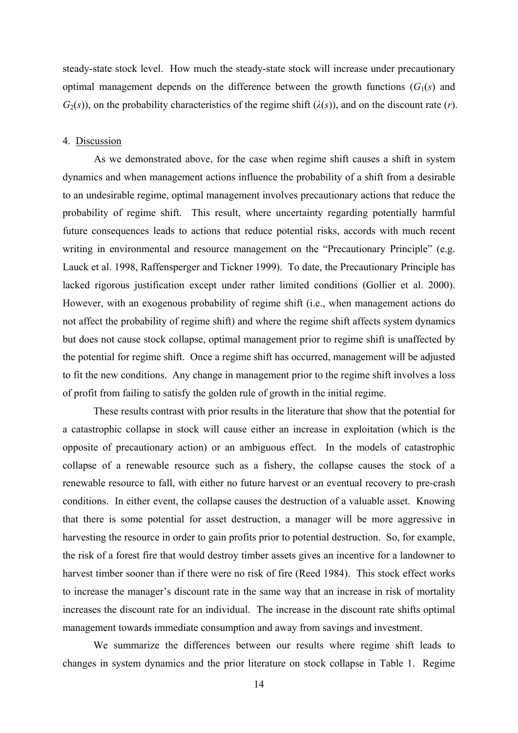steady-state stock level. How much the steady-state stock will increase under precautionary optimal management depends on the difference between the growth functions ($G_1(s)$ and $G_2(s)$), on the probability characteristics of the regime shift ($\lambda(s)$), and on the discount rate ($r$).

## 4. Discussion

As we demonstrated above, for the case when regime shift causes a shift in system dynamics and when management actions influence the probability of a shift from a desirable to an undesirable regime, optimal management involves precautionary actions that reduce the probability of regime shift. This result, where uncertainty regarding potentially harmful future consequences leads to actions that reduce potential risks, accords with much recent writing in environmental and resource management on the "Precautionary Principle" (e.g. Lauck et al. 1998, Raffensperger and Tickner 1999). To date, the Precautionary Principle has lacked rigorous justification except under rather limited conditions (Gollier et al. 2000). However, with an exogenous probability of regime shift (i.e., when management actions do not affect the probability of regime shift) and where the regime shift affects system dynamics but does not cause stock collapse, optimal management prior to regime shift is unaffected by the potential for regime shift. Once a regime shift has occurred, management will be adjusted to fit the new conditions. Any change in management prior to the regime shift involves a loss of profit from failing to satisfy the golden rule of growth in the initial regime.

These results contrast with prior results in the literature that show that the potential for a catastrophic collapse in stock will cause either an increase in exploitation (which is the opposite of precautionary action) or an ambiguous effect. In the models of catastrophic collapse of a renewable resource such as a fishery, the collapse causes the stock of a renewable resource to fall, with either no future harvest or an eventual recovery to pre-crash conditions. In either event, the collapse causes the destruction of a valuable asset. Knowing that there is some potential for asset destruction, a manager will be more aggressive in harvesting the resource in order to gain profits prior to potential destruction. So, for example, the risk of a forest fire that would destroy timber assets gives an incentive for a landowner to harvest timber sooner than if there were no risk of fire (Reed 1984). This stock effect works to increase the manager's discount rate in the same way that an increase in risk of mortality increases the discount rate for an individual. The increase in the discount rate shifts optimal management towards immediate consumption and away from savings and investment.

We summarize the differences between our results where regime shift leads to changes in system dynamics and the prior literature on stock collapse in Table 1. Regime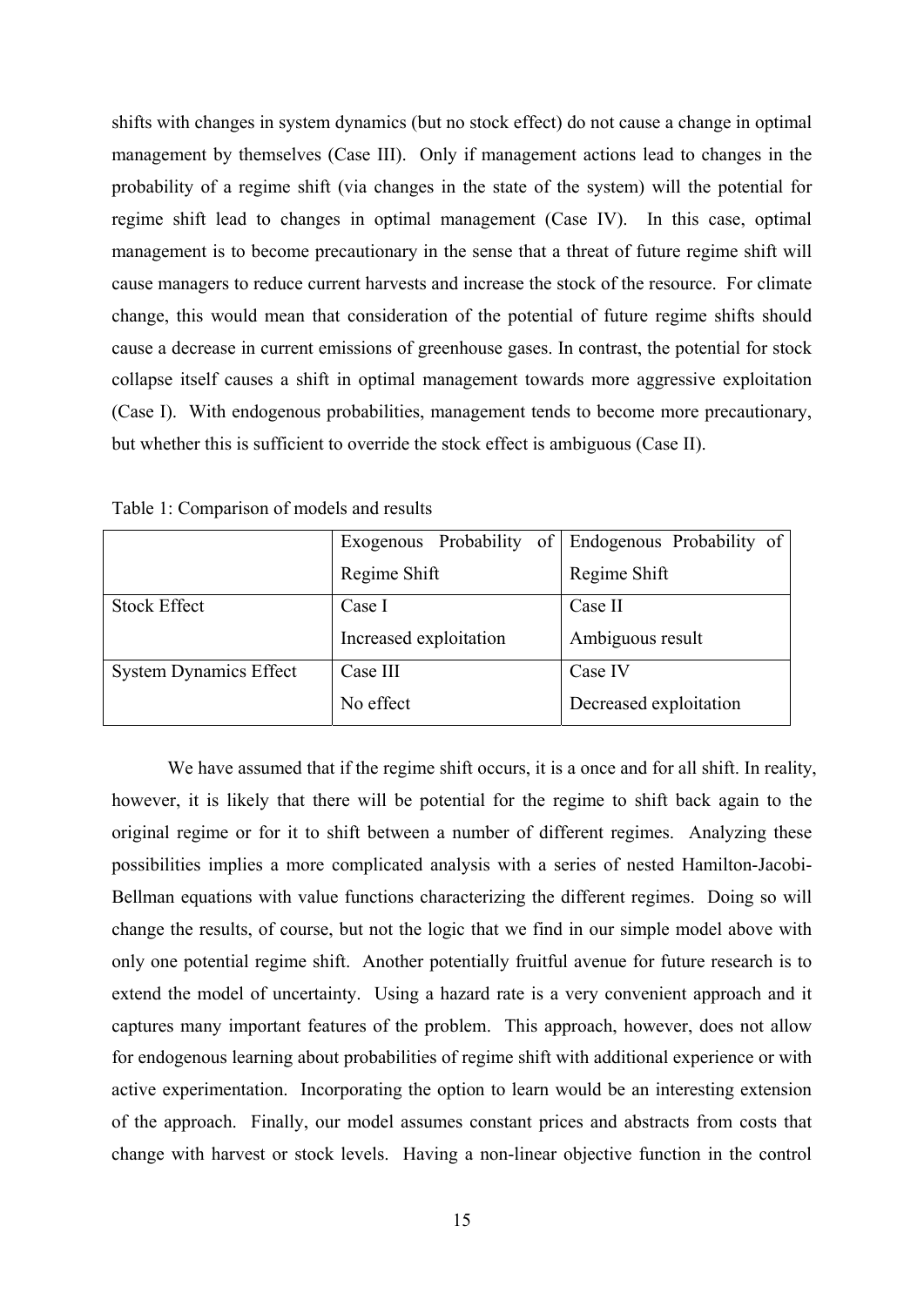shifts with changes in system dynamics (but no stock effect) do not cause a change in optimal management by themselves (Case III). Only if management actions lead to changes in the probability of a regime shift (via changes in the state of the system) will the potential for regime shift lead to changes in optimal management (Case IV). In this case, optimal management is to become precautionary in the sense that a threat of future regime shift will cause managers to reduce current harvests and increase the stock of the resource. For climate change, this would mean that consideration of the potential of future regime shifts should cause a decrease in current emissions of greenhouse gases. In contrast, the potential for stock collapse itself causes a shift in optimal management towards more aggressive exploitation (Case I). With endogenous probabilities, management tends to become more precautionary, but whether this is sufficient to override the stock effect is ambiguous (Case II).

Table 1: Comparison of models and results

| | Exogenous Probability of Regime Shift | Endogenous Probability of Regime Shift |
|---|---|---|
| Stock Effect | Case I<br>Increased exploitation | Case II<br>Ambiguous result |
| System Dynamics Effect | Case III<br>No effect | Case IV<br>Decreased exploitation |

We have assumed that if the regime shift occurs, it is a once and for all shift. In reality, however, it is likely that there will be potential for the regime to shift back again to the original regime or for it to shift between a number of different regimes. Analyzing these possibilities implies a more complicated analysis with a series of nested Hamilton-Jacobi-Bellman equations with value functions characterizing the different regimes. Doing so will change the results, of course, but not the logic that we find in our simple model above with only one potential regime shift. Another potentially fruitful avenue for future research is to extend the model of uncertainty. Using a hazard rate is a very convenient approach and it captures many important features of the problem. This approach, however, does not allow for endogenous learning about probabilities of regime shift with additional experience or with active experimentation. Incorporating the option to learn would be an interesting extension of the approach. Finally, our model assumes constant prices and abstracts from costs that change with harvest or stock levels. Having a non-linear objective function in the control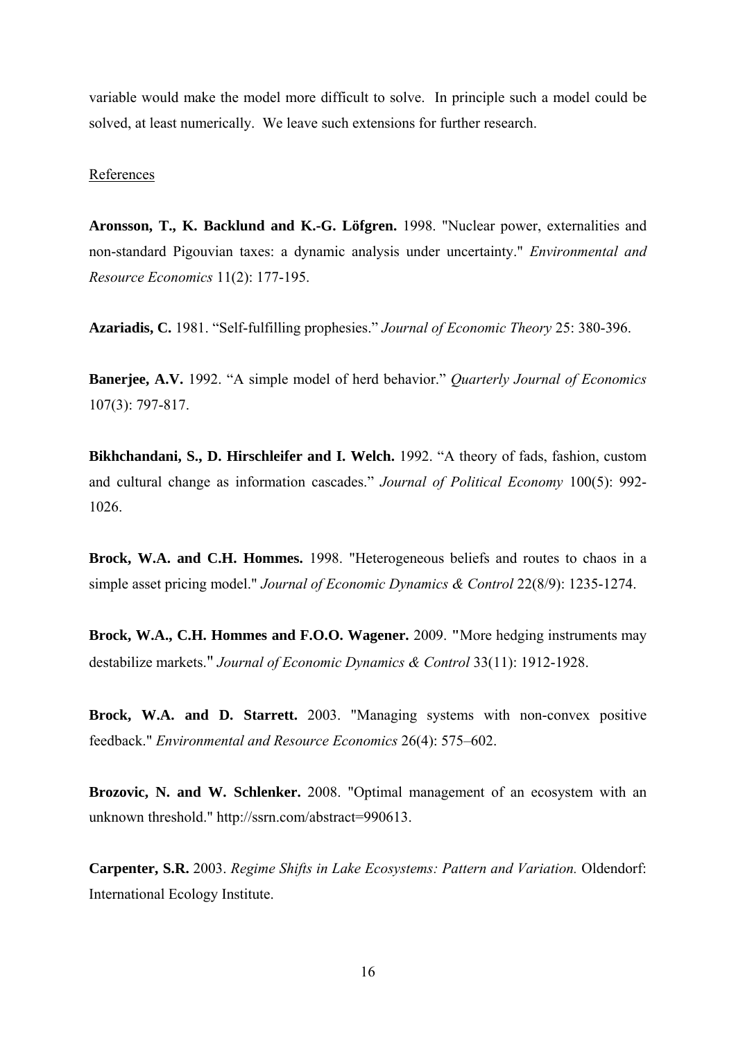variable would make the model more difficult to solve. In principle such a model could be solved, at least numerically. We leave such extensions for further research.

References

**Aronsson, T., K. Backlund and K.-G. Löfgren.** 1998. "Nuclear power, externalities and non-standard Pigouvian taxes: a dynamic analysis under uncertainty." *Environmental and Resource Economics* 11(2): 177-195.

**Azariadis, C.** 1981. "Self-fulfilling prophesies." *Journal of Economic Theory* 25: 380-396.

**Banerjee, A.V.** 1992. "A simple model of herd behavior." *Quarterly Journal of Economics* 107(3): 797-817.

**Bikhchandani, S., D. Hirschleifer and I. Welch.** 1992. "A theory of fads, fashion, custom and cultural change as information cascades." *Journal of Political Economy* 100(5): 992-1026.

**Brock, W.A. and C.H. Hommes.** 1998. "Heterogeneous beliefs and routes to chaos in a simple asset pricing model." *Journal of Economic Dynamics & Control* 22(8/9): 1235-1274.

**Brock, W.A., C.H. Hommes and F.O.O. Wagener.** 2009. "More hedging instruments may destabilize markets." *Journal of Economic Dynamics & Control* 33(11): 1912-1928.

**Brock, W.A. and D. Starrett.** 2003. "Managing systems with non-convex positive feedback." *Environmental and Resource Economics* 26(4): 575–602.

**Brozovic, N. and W. Schlenker.** 2008. "Optimal management of an ecosystem with an unknown threshold." http://ssrn.com/abstract=990613.

**Carpenter, S.R.** 2003. *Regime Shifts in Lake Ecosystems: Pattern and Variation.* Oldendorf: International Ecology Institute.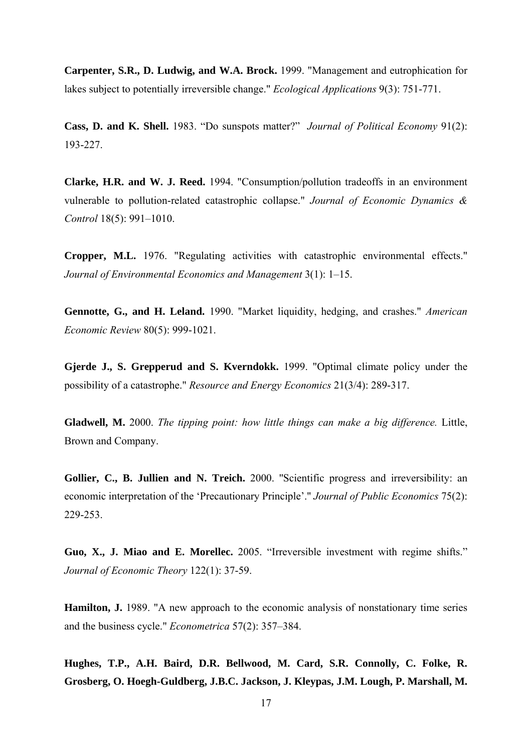**Carpenter, S.R., D. Ludwig, and W.A. Brock.** 1999. "Management and eutrophication for lakes subject to potentially irreversible change." *Ecological Applications* 9(3): 751-771.

**Cass, D. and K. Shell.** 1983. "Do sunspots matter?" *Journal of Political Economy* 91(2): 193-227.

**Clarke, H.R. and W. J. Reed.** 1994. "Consumption/pollution tradeoffs in an environment vulnerable to pollution-related catastrophic collapse." *Journal of Economic Dynamics & Control* 18(5): 991–1010.

**Cropper, M.L.** 1976. "Regulating activities with catastrophic environmental effects." *Journal of Environmental Economics and Management* 3(1): 1–15.

**Gennotte, G., and H. Leland.** 1990. "Market liquidity, hedging, and crashes." *American Economic Review* 80(5): 999-1021.

**Gjerde J., S. Grepperud and S. Kverndokk.** 1999. "Optimal climate policy under the possibility of a catastrophe." *Resource and Energy Economics* 21(3/4): 289-317.

**Gladwell, M.** 2000. *The tipping point: how little things can make a big difference.* Little, Brown and Company.

**Gollier, C., B. Jullien and N. Treich.** 2000. "Scientific progress and irreversibility: an economic interpretation of the 'Precautionary Principle'." *Journal of Public Economics* 75(2): 229-253.

**Guo, X., J. Miao and E. Morellec.** 2005. "Irreversible investment with regime shifts." *Journal of Economic Theory* 122(1): 37-59.

**Hamilton, J.** 1989. "A new approach to the economic analysis of nonstationary time series and the business cycle." *Econometrica* 57(2): 357–384.

**Hughes, T.P., A.H. Baird, D.R. Bellwood, M. Card, S.R. Connolly, C. Folke, R. Grosberg, O. Hoegh-Guldberg, J.B.C. Jackson, J. Kleypas, J.M. Lough, P. Marshall, M.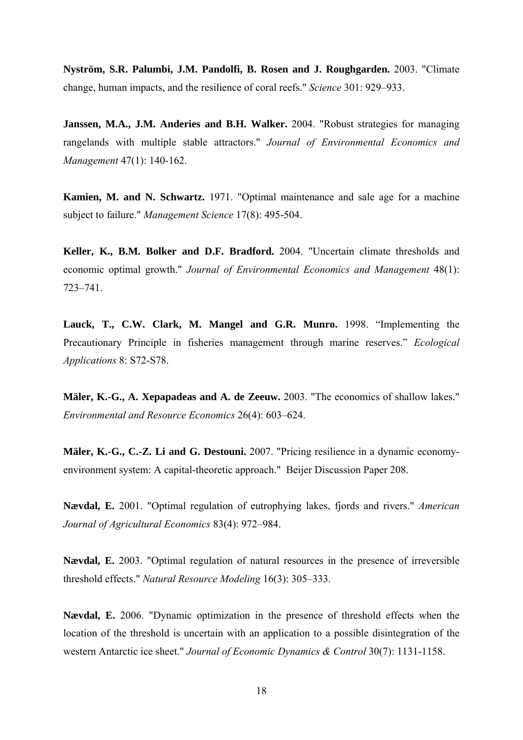**Nyström, S.R. Palumbi, J.M. Pandolfi, B. Rosen and J. Roughgarden.** 2003. "Climate change, human impacts, and the resilience of coral reefs." *Science* 301: 929–933.

**Janssen, M.A., J.M. Anderies and B.H. Walker.** 2004. "Robust strategies for managing rangelands with multiple stable attractors." *Journal of Environmental Economics and Management* 47(1): 140-162.

**Kamien, M. and N. Schwartz.** 1971. "Optimal maintenance and sale age for a machine subject to failure." *Management Science* 17(8): 495-504.

**Keller, K., B.M. Bolker and D.F. Bradford.** 2004. "Uncertain climate thresholds and economic optimal growth." *Journal of Environmental Economics and Management* 48(1): 723–741.

**Lauck, T., C.W. Clark, M. Mangel and G.R. Munro.** 1998. "Implementing the Precautionary Principle in fisheries management through marine reserves." *Ecological Applications* 8: S72-S78.

**Mäler, K.-G., A. Xepapadeas and A. de Zeeuw.** 2003. "The economics of shallow lakes." *Environmental and Resource Economics* 26(4): 603–624.

**Mäler, K.-G., C.-Z. Li and G. Destouni.** 2007. "Pricing resilience in a dynamic economy-environment system: A capital-theoretic approach." Beijer Discussion Paper 208.

**Nævdal, E.** 2001. "Optimal regulation of eutrophying lakes, fjords and rivers." *American Journal of Agricultural Economics* 83(4): 972–984.

**Nævdal, E.** 2003. "Optimal regulation of natural resources in the presence of irreversible threshold effects." *Natural Resource Modeling* 16(3): 305–333.

**Nævdal, E.** 2006. "Dynamic optimization in the presence of threshold effects when the location of the threshold is uncertain with an application to a possible disintegration of the western Antarctic ice sheet." *Journal of Economic Dynamics & Control* 30(7): 1131-1158.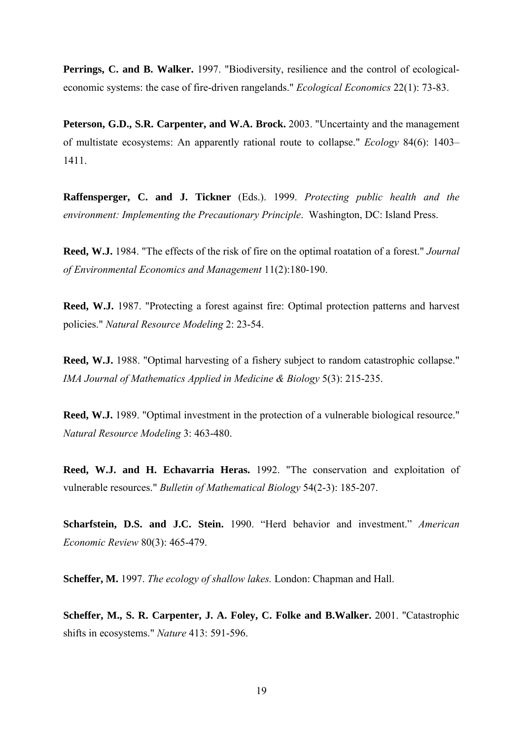**Perrings, C. and B. Walker.** 1997. "Biodiversity, resilience and the control of ecological-economic systems: the case of fire-driven rangelands." *Ecological Economics* 22(1): 73-83.

**Peterson, G.D., S.R. Carpenter, and W.A. Brock.** 2003. "Uncertainty and the management of multistate ecosystems: An apparently rational route to collapse." *Ecology* 84(6): 1403–1411.

**Raffensperger, C. and J. Tickner** (Eds.). 1999. *Protecting public health and the environment: Implementing the Precautionary Principle*. Washington, DC: Island Press.

**Reed, W.J.** 1984. "The effects of the risk of fire on the optimal roatation of a forest." *Journal of Environmental Economics and Management* 11(2):180-190.

**Reed, W.J.** 1987. "Protecting a forest against fire: Optimal protection patterns and harvest policies." *Natural Resource Modeling* 2: 23-54.

**Reed, W.J.** 1988. "Optimal harvesting of a fishery subject to random catastrophic collapse." *IMA Journal of Mathematics Applied in Medicine & Biology* 5(3): 215-235.

**Reed, W.J.** 1989. "Optimal investment in the protection of a vulnerable biological resource." *Natural Resource Modeling* 3: 463-480.

**Reed, W.J. and H. Echavarria Heras.** 1992. "The conservation and exploitation of vulnerable resources." *Bulletin of Mathematical Biology* 54(2-3): 185-207.

**Scharfstein, D.S. and J.C. Stein.** 1990. "Herd behavior and investment." *American Economic Review* 80(3): 465-479.

**Scheffer, M.** 1997. *The ecology of shallow lakes.* London: Chapman and Hall.

**Scheffer, M., S. R. Carpenter, J. A. Foley, C. Folke and B.Walker.** 2001. "Catastrophic shifts in ecosystems." *Nature* 413: 591-596.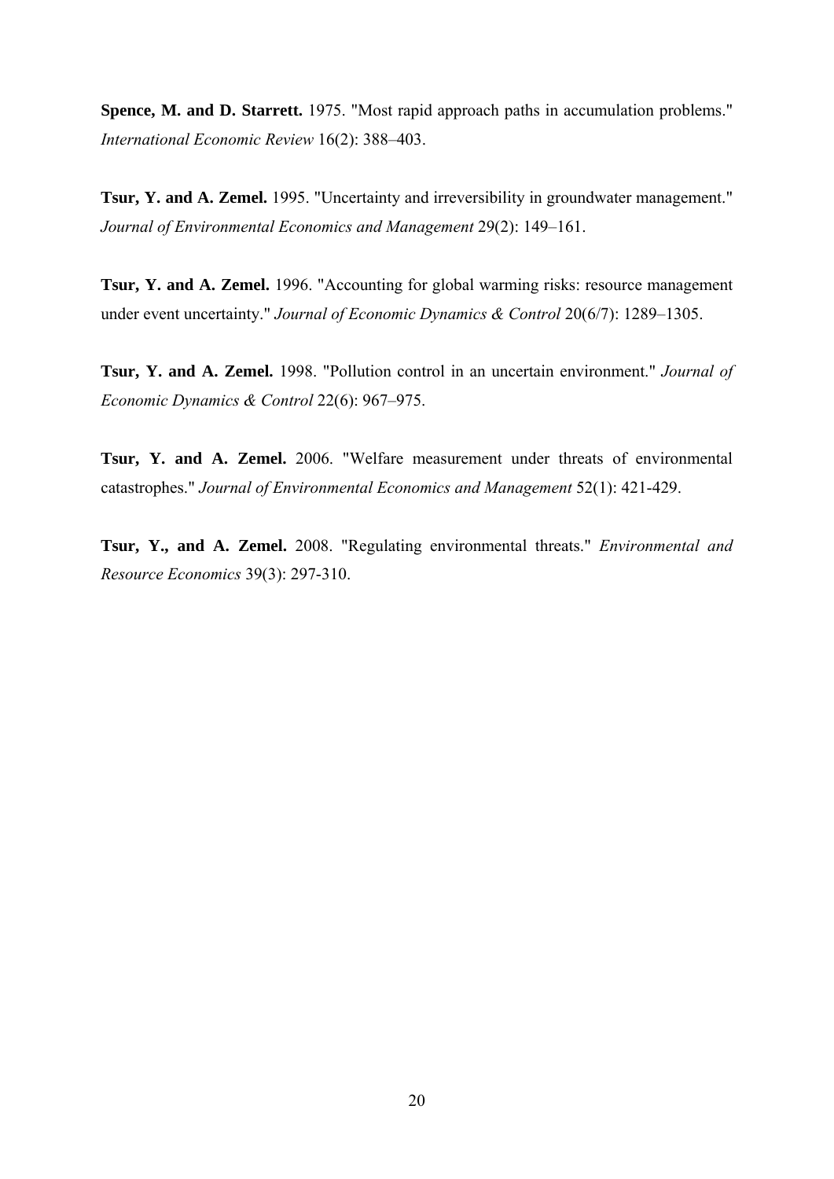**Spence, M. and D. Starrett.** 1975. "Most rapid approach paths in accumulation problems." *International Economic Review* 16(2): 388–403.

**Tsur, Y. and A. Zemel.** 1995. "Uncertainty and irreversibility in groundwater management." *Journal of Environmental Economics and Management* 29(2): 149–161.

**Tsur, Y. and A. Zemel.** 1996. "Accounting for global warming risks: resource management under event uncertainty." *Journal of Economic Dynamics & Control* 20(6/7): 1289–1305.

**Tsur, Y. and A. Zemel.** 1998. "Pollution control in an uncertain environment." *Journal of Economic Dynamics & Control* 22(6): 967–975.

**Tsur, Y. and A. Zemel.** 2006. "Welfare measurement under threats of environmental catastrophes." *Journal of Environmental Economics and Management* 52(1): 421-429.

**Tsur, Y., and A. Zemel.** 2008. "Regulating environmental threats." *Environmental and Resource Economics* 39(3): 297-310.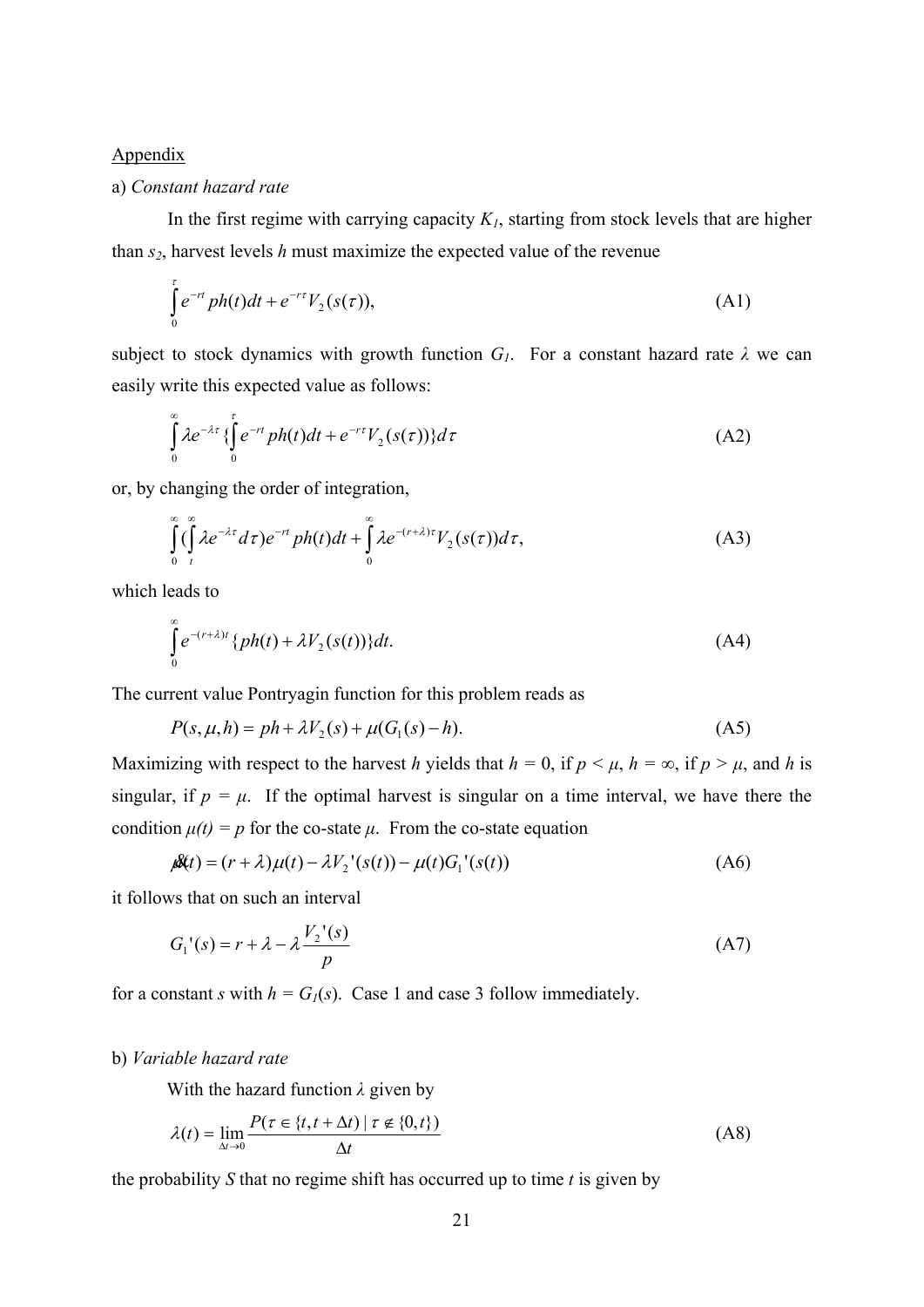Appendix

a) *Constant hazard rate*

In the first regime with carrying capacity $K_1$, starting from stock levels that are higher than $s_2$, harvest levels $h$ must maximize the expected value of the revenue

$$\int_0^{\tau} e^{-rt} ph(t)dt + e^{-r\tau} V_2(s(\tau)), \tag{A1}$$

subject to stock dynamics with growth function $G_1$. For a constant hazard rate $\lambda$ we can easily write this expected value as follows:

$$\int_0^{\infty} \lambda e^{-\lambda\tau} \{\int_0^{\tau} e^{-rt} ph(t)dt + e^{-r\tau} V_2(s(\tau))\} d\tau \tag{A2}$$

or, by changing the order of integration,

$$\int_0^{\infty} (\int_t^{\infty} \lambda e^{-\lambda\tau} d\tau) e^{-rt} ph(t)dt + \int_0^{\infty} \lambda e^{-(r+\lambda)\tau} V_2(s(\tau)) d\tau, \tag{A3}$$

which leads to

$$\int_0^{\infty} e^{-(r+\lambda)t} \{ph(t) + \lambda V_2(s(t))\} dt. \tag{A4}$$

The current value Pontryagin function for this problem reads as

$$P(s, \mu, h) = ph + \lambda V_2(s) + \mu(G_1(s) - h). \tag{A5}$$

Maximizing with respect to the harvest $h$ yields that $h = 0$, if $p < \mu$, $h = \infty$, if $p > \mu$, and $h$ is singular, if $p = \mu$. If the optimal harvest is singular on a time interval, we have there the condition $\mu(t) = p$ for the co-state $\mu$. From the co-state equation

$$\dot{\mu}(t) = (r + \lambda)\mu(t) - \lambda V_2'(s(t)) - \mu(t) G_1'(s(t)) \tag{A6}$$

it follows that on such an interval

$$G_1'(s) = r + \lambda - \lambda \frac{V_2'(s)}{p} \tag{A7}$$

for a constant $s$ with $h = G_1(s)$. Case 1 and case 3 follow immediately.

b) *Variable hazard rate*

With the hazard function $\lambda$ given by

$$\lambda(t) = \lim_{\Delta t \to 0} \frac{P(\tau \in \{t, t + \Delta t) \mid \tau \notin \{0, t\})}{\Delta t} \tag{A8}$$

the probability $S$ that no regime shift has occurred up to time $t$ is given by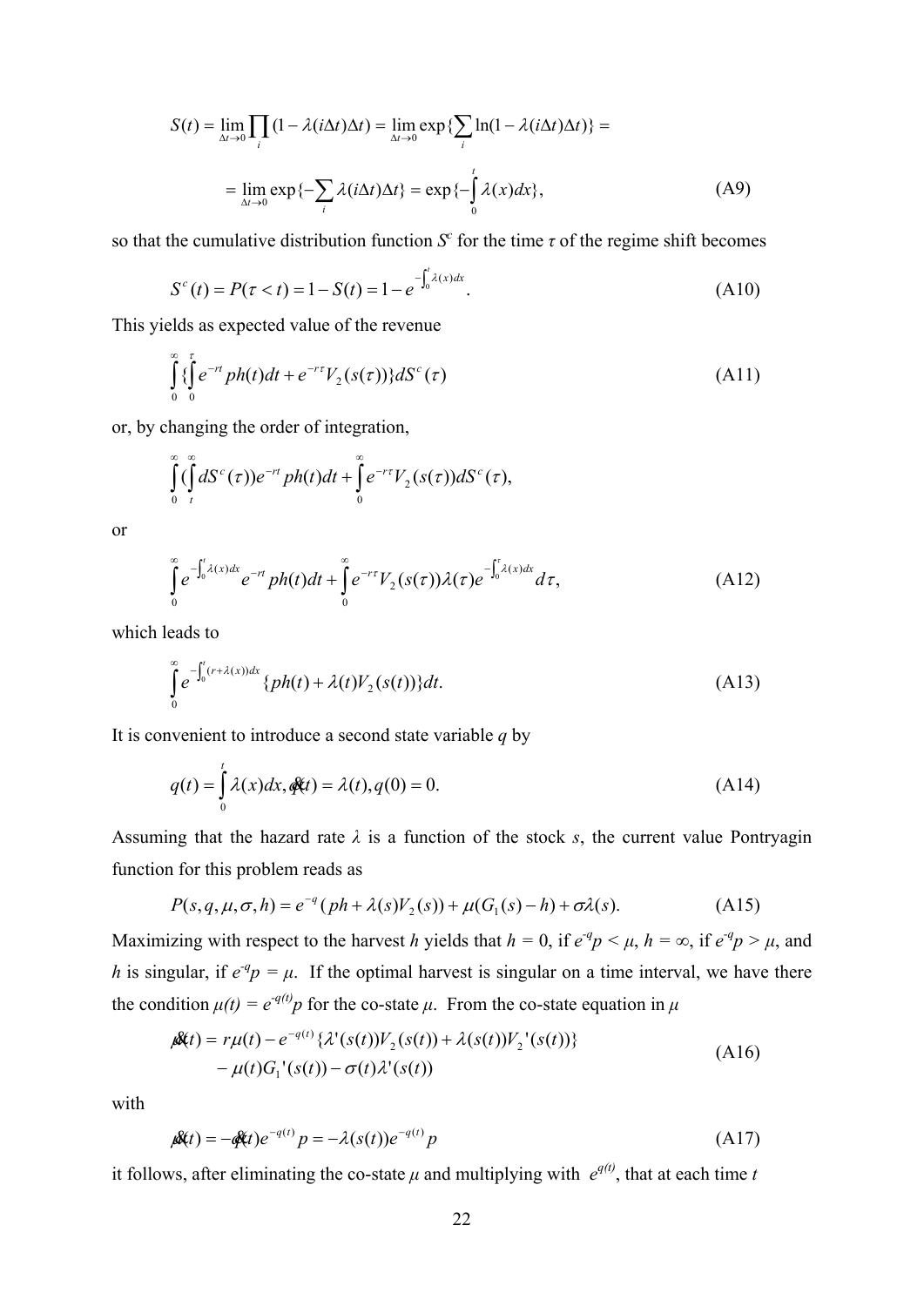$$S(t) = \lim_{\Delta t \to 0} \prod_i (1 - \lambda(i\Delta t)\Delta t) = \lim_{\Delta t \to 0} \exp\{\sum_i \ln(1 - \lambda(i\Delta t)\Delta t)\} =$$

$$= \lim_{\Delta t \to 0} \exp\{-\sum_i \lambda(i\Delta t)\Delta t\} = \exp\{-\int_0^t \lambda(x)dx\}, \tag{A9}$$

so that the cumulative distribution function $S^c$ for the time $\tau$ of the regime shift becomes

$$S^c(t) = P(\tau < t) = 1 - S(t) = 1 - e^{-\int_0^t \lambda(x)dx}. \tag{A10}$$

This yields as expected value of the revenue

$$\int_0^\infty \{\int_0^\tau e^{-rt} ph(t)dt + e^{-r\tau} V_2(s(\tau))\} dS^c(\tau) \tag{A11}$$

or, by changing the order of integration,

$$\int_0^\infty (\int_t^\infty dS^c(\tau)) e^{-rt} ph(t)dt + \int_0^\infty e^{-r\tau} V_2(s(\tau)) dS^c(\tau),$$

or

$$\int_0^\infty e^{-\int_0^t \lambda(x)dx} e^{-rt} ph(t)dt + \int_0^\infty e^{-r\tau} V_2(s(\tau)) \lambda(\tau) e^{-\int_0^\tau \lambda(x)dx} d\tau, \tag{A12}$$

which leads to

$$\int_0^\infty e^{-\int_0^t (r+\lambda(x))dx} \{ph(t) + \lambda(t)V_2(s(t))\}dt. \tag{A13}$$

It is convenient to introduce a second state variable $q$ by

$$q(t) = \int_0^t \lambda(x)dx, \dot{q}(t) = \lambda(t), q(0) = 0. \tag{A14}$$

Assuming that the hazard rate $\lambda$ is a function of the stock $s$, the current value Pontryagin function for this problem reads as

$$P(s, q, \mu, \sigma, h) = e^{-q}(ph + \lambda(s)V_2(s)) + \mu(G_1(s) - h) + \sigma\lambda(s). \tag{A15}$$

Maximizing with respect to the harvest $h$ yields that $h = 0$, if $e^{-q}p < \mu$, $h = \infty$, if $e^{-q}p > \mu$, and $h$ is singular, if $e^{-q}p = \mu$. If the optimal harvest is singular on a time interval, we have there the condition $\mu(t) = e^{-q(t)}p$ for the co-state $\mu$. From the co-state equation in $\mu$

$$\begin{aligned} \dot{\mu}(t) = r\mu(t) - e^{-q(t)}\{\lambda'(s(t))V_2(s(t)) + \lambda(s(t))V_2'(s(t))\} \\ - \mu(t)G_1'(s(t)) - \sigma(t)\lambda'(s(t)) \end{aligned} \tag{A16}$$

with

$$\dot{\mu}(t) = -\dot{q}(t)e^{-q(t)}p = -\lambda(s(t))e^{-q(t)}p \tag{A17}$$

it follows, after eliminating the co-state $\mu$ and multiplying with $e^{q(t)}$, that at each time $t$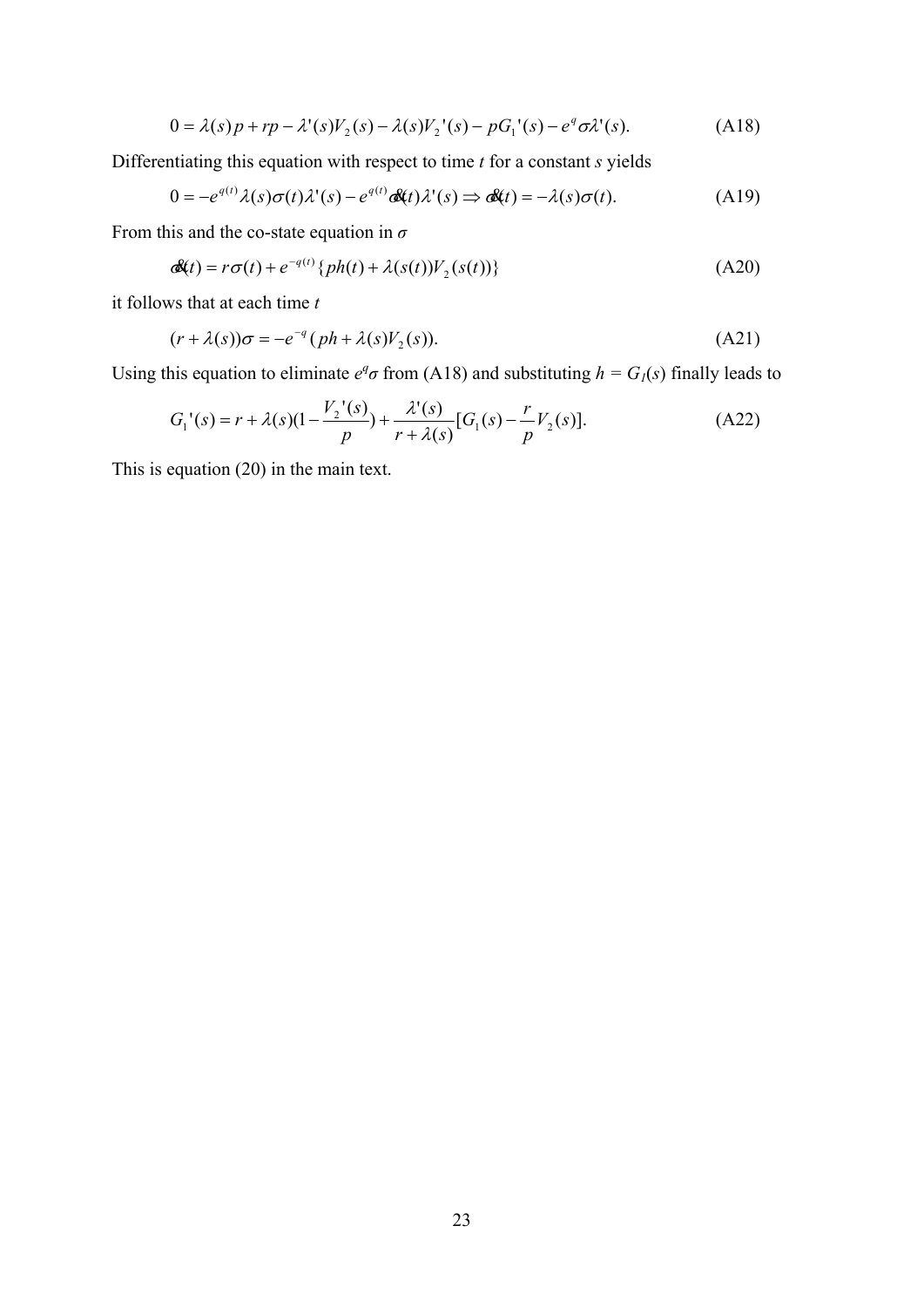$$0 = \lambda(s)p + rp - \lambda'(s)V_2(s) - \lambda(s)V_2'(s) - pG_1'(s) - e^q\sigma\lambda'(s). \tag{A18}$$

Differentiating this equation with respect to time $t$ for a constant $s$ yields

$$0 = -e^{q(t)}\lambda(s)\sigma(t)\lambda'(s) - e^{q(t)}\dot{\sigma}(t)\lambda'(s) \Rightarrow \dot{\sigma}(t) = -\lambda(s)\sigma(t). \tag{A19}$$

From this and the co-state equation in $\sigma$

$$\dot{\sigma}(t) = r\sigma(t) + e^{-q(t)}\{ph(t) + \lambda(s(t))V_2(s(t))\} \tag{A20}$$

it follows that at each time $t$

$$(r + \lambda(s))\sigma = -e^{-q}(ph + \lambda(s)V_2(s)). \tag{A21}$$

Using this equation to eliminate $e^q\sigma$ from (A18) and substituting $h = G_1(s)$ finally leads to

$$G_1'(s) = r + \lambda(s)(1 - \frac{V_2'(s)}{p}) + \frac{\lambda'(s)}{r + \lambda(s)}[G_1(s) - \frac{r}{p}V_2(s)]. \tag{A22}$$

This is equation (20) in the main text.